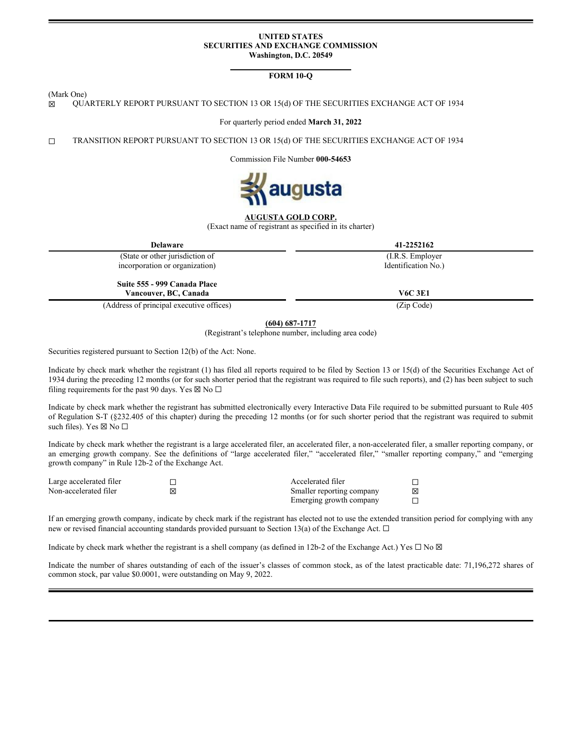**UNITED STATES**
**SECURITIES AND EXCHANGE COMMISSION**
**Washington, D.C. 20549**

**FORM 10-Q**

(Mark One)

☒ QUARTERLY REPORT PURSUANT TO SECTION 13 OR 15(d) OF THE SECURITIES EXCHANGE ACT OF 1934

For quarterly period ended **March 31, 2022**

☐ TRANSITION REPORT PURSUANT TO SECTION 13 OR 15(d) OF THE SECURITIES EXCHANGE ACT OF 1934

Commission File Number **000-54653**

**AUGUSTA GOLD CORP.**
(Exact name of registrant as specified in its charter)

| **Delaware** | **41-2252162** |
|---|---|
| (State or other jurisdiction of incorporation or organization) | (I.R.S. Employer Identification No.) |
| **Suite 555 - 999 Canada Place Vancouver, BC, Canada** | **V6C 3E1** |
| (Address of principal executive offices) | (Zip Code) |

**(604) 687-1717**
(Registrant's telephone number, including area code)

Securities registered pursuant to Section 12(b) of the Act: None.

Indicate by check mark whether the registrant (1) has filed all reports required to be filed by Section 13 or 15(d) of the Securities Exchange Act of 1934 during the preceding 12 months (or for such shorter period that the registrant was required to file such reports), and (2) has been subject to such filing requirements for the past 90 days. Yes ☒ No ☐

Indicate by check mark whether the registrant has submitted electronically every Interactive Data File required to be submitted pursuant to Rule 405 of Regulation S-T (§232.405 of this chapter) during the preceding 12 months (or for such shorter period that the registrant was required to submit such files). Yes ☒ No ☐

Indicate by check mark whether the registrant is a large accelerated filer, an accelerated filer, a non-accelerated filer, a smaller reporting company, or an emerging growth company. See the definitions of "large accelerated filer," "accelerated filer," "smaller reporting company," and "emerging growth company" in Rule 12b-2 of the Exchange Act.

| | | | |
|---|---|---|---|
| Large accelerated filer | ☐ | Accelerated filer | ☐ |
| Non-accelerated filer | ☒ | Smaller reporting company | ☒ |
| | | Emerging growth company | ☐ |

If an emerging growth company, indicate by check mark if the registrant has elected not to use the extended transition period for complying with any new or revised financial accounting standards provided pursuant to Section 13(a) of the Exchange Act. ☐

Indicate by check mark whether the registrant is a shell company (as defined in 12b-2 of the Exchange Act.) Yes ☐ No ☒

Indicate the number of shares outstanding of each of the issuer's classes of common stock, as of the latest practicable date: 71,196,272 shares of common stock, par value $0.0001, were outstanding on May 9, 2022.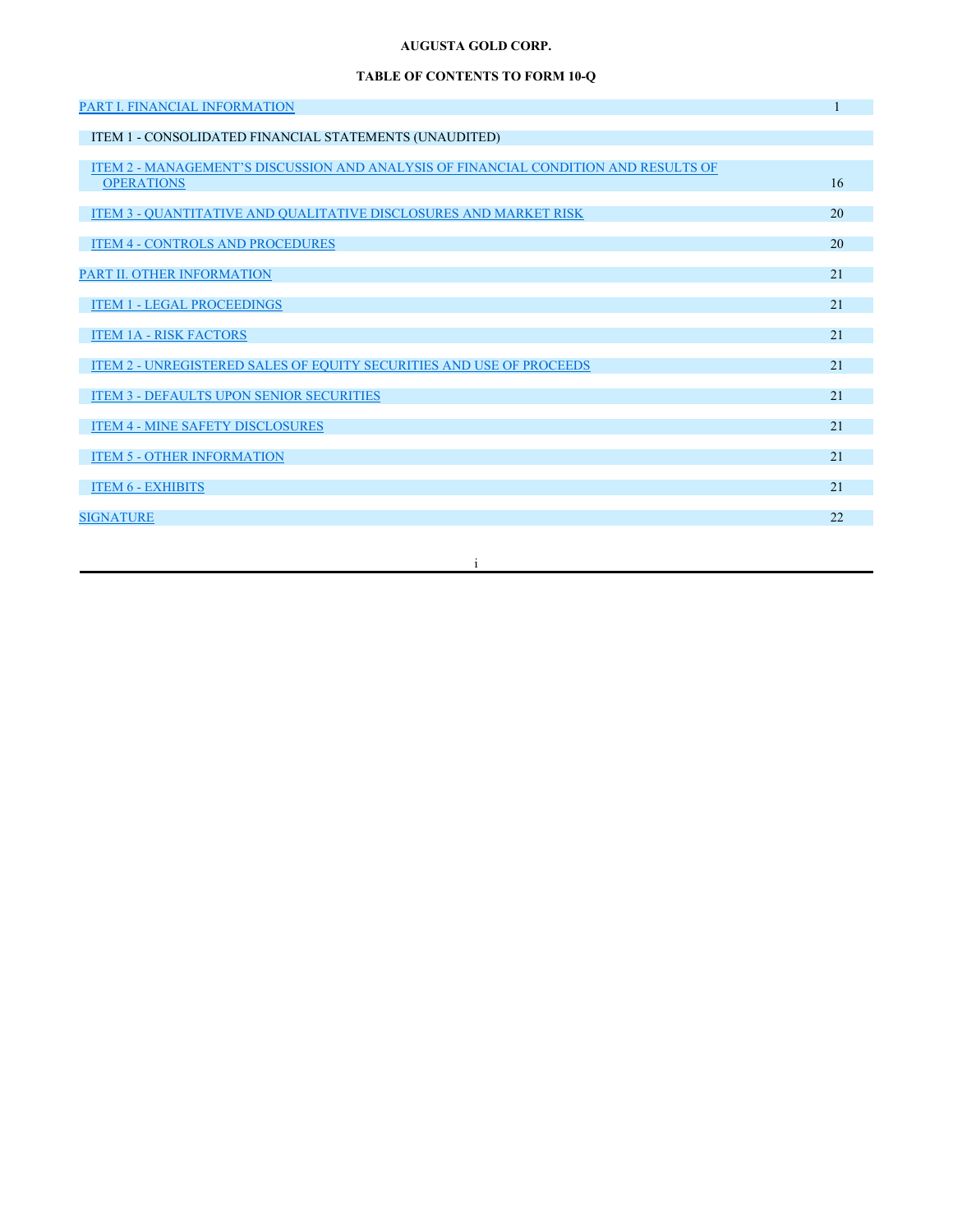**AUGUSTA GOLD CORP.**

**TABLE OF CONTENTS TO FORM 10-Q**

| | |
|---|---|
| PART I. FINANCIAL INFORMATION | 1 |
| ITEM 1 - CONSOLIDATED FINANCIAL STATEMENTS (UNAUDITED) | |
| ITEM 2 - MANAGEMENT'S DISCUSSION AND ANALYSIS OF FINANCIAL CONDITION AND RESULTS OF OPERATIONS | 16 |
| ITEM 3 - QUANTITATIVE AND QUALITATIVE DISCLOSURES AND MARKET RISK | 20 |
| ITEM 4 - CONTROLS AND PROCEDURES | 20 |
| PART II. OTHER INFORMATION | 21 |
| ITEM 1 - LEGAL PROCEEDINGS | 21 |
| ITEM 1A - RISK FACTORS | 21 |
| ITEM 2 - UNREGISTERED SALES OF EQUITY SECURITIES AND USE OF PROCEEDS | 21 |
| ITEM 3 - DEFAULTS UPON SENIOR SECURITIES | 21 |
| ITEM 4 - MINE SAFETY DISCLOSURES | 21 |
| ITEM 5 - OTHER INFORMATION | 21 |
| ITEM 6 - EXHIBITS | 21 |
| SIGNATURE | 22 |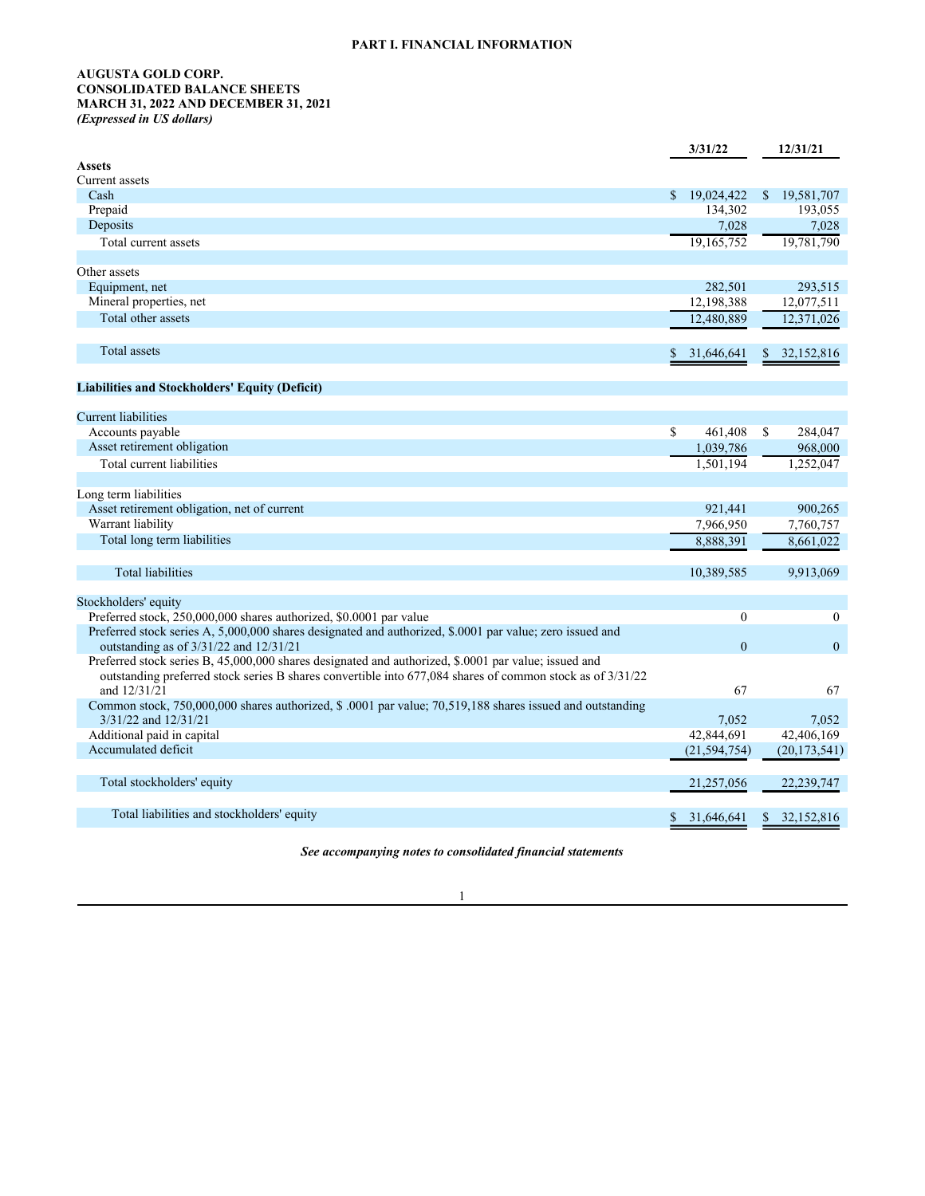## PART I. FINANCIAL INFORMATION

**AUGUSTA GOLD CORP.**
**CONSOLIDATED BALANCE SHEETS**
**MARCH 31, 2022 AND DECEMBER 31, 2021**
***(Expressed in US dollars)***

| | 3/31/22 | 12/31/21 |
|---|---|---|
| **Assets** | | |
| Current assets | | |
| Cash | $ 19,024,422 | $ 19,581,707 |
| Prepaid | 134,302 | 193,055 |
| Deposits | 7,028 | 7,028 |
| Total current assets | 19,165,752 | 19,781,790 |
| | | |
| Other assets | | |
| Equipment, net | 282,501 | 293,515 |
| Mineral properties, net | 12,198,388 | 12,077,511 |
| Total other assets | 12,480,889 | 12,371,026 |
| | | |
| Total assets | $ 31,646,641 | $ 32,152,816 |
| | | |
| **Liabilities and Stockholders' Equity (Deficit)** | | |
| | | |
| Current liabilities | | |
| Accounts payable | $ 461,408 | $ 284,047 |
| Asset retirement obligation | 1,039,786 | 968,000 |
| Total current liabilities | 1,501,194 | 1,252,047 |
| | | |
| Long term liabilities | | |
| Asset retirement obligation, net of current | 921,441 | 900,265 |
| Warrant liability | 7,966,950 | 7,760,757 |
| Total long term liabilities | 8,888,391 | 8,661,022 |
| | | |
| Total liabilities | 10,389,585 | 9,913,069 |
| | | |
| Stockholders' equity | | |
| Preferred stock, 250,000,000 shares authorized, $0.0001 par value | 0 | 0 |
| Preferred stock series A, 5,000,000 shares designated and authorized, $.0001 par value; zero issued and outstanding as of 3/31/22 and 12/31/21 | 0 | 0 |
| Preferred stock series B, 45,000,000 shares designated and authorized, $.0001 par value; issued and outstanding preferred stock series B shares convertible into 677,084 shares of common stock as of 3/31/22 and 12/31/21 | 67 | 67 |
| Common stock, 750,000,000 shares authorized, $ .0001 par value; 70,519,188 shares issued and outstanding 3/31/22 and 12/31/21 | 7,052 | 7,052 |
| Additional paid in capital | 42,844,691 | 42,406,169 |
| Accumulated deficit | (21,594,754) | (20,173,541) |
| | | |
| Total stockholders' equity | 21,257,056 | 22,239,747 |
| | | |
| Total liabilities and stockholders' equity | $ 31,646,641 | $ 32,152,816 |

***See accompanying notes to consolidated financial statements***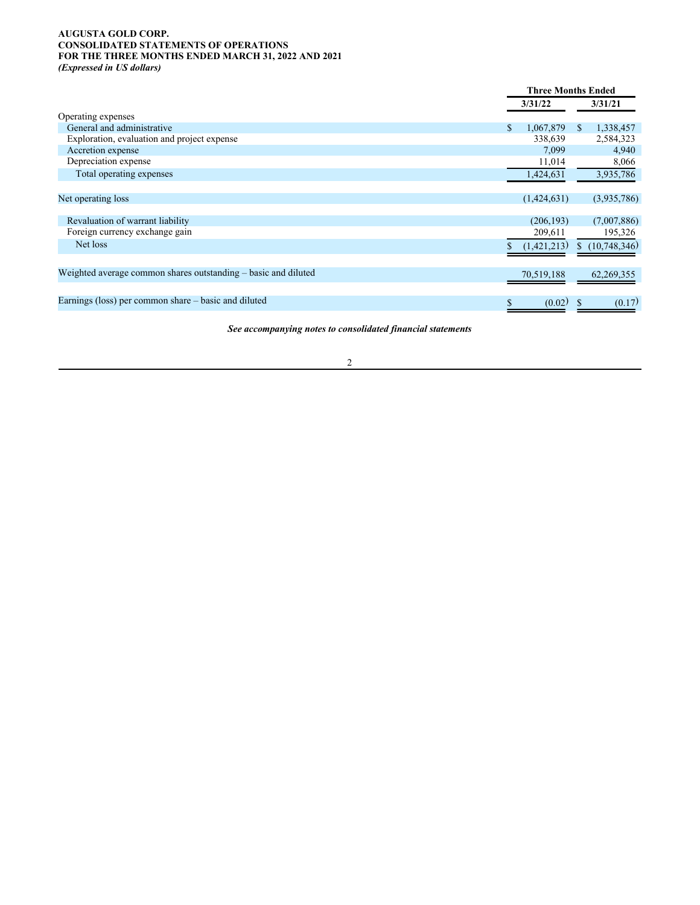**AUGUSTA GOLD CORP.**
**CONSOLIDATED STATEMENTS OF OPERATIONS**
**FOR THE THREE MONTHS ENDED MARCH 31, 2022 AND 2021**
***(Expressed in US dollars)***

| | Three Months Ended | |
|---|---|---|
| | **3/31/22** | **3/31/21** |
| Operating expenses | | |
| General and administrative | $ 1,067,879 | $ 1,338,457 |
| Exploration, evaluation and project expense | 338,639 | 2,584,323 |
| Accretion expense | 7,099 | 4,940 |
| Depreciation expense | 11,014 | 8,066 |
| Total operating expenses | 1,424,631 | 3,935,786 |
| | | |
| Net operating loss | (1,424,631) | (3,935,786) |
| | | |
| Revaluation of warrant liability | (206,193) | (7,007,886) |
| Foreign currency exchange gain | 209,611 | 195,326 |
| Net loss | $ (1,421,213) | $ (10,748,346) |
| | | |
| Weighted average common shares outstanding – basic and diluted | 70,519,188 | 62,269,355 |
| | | |
| Earnings (loss) per common share – basic and diluted | $ (0.02) | $ (0.17) |

***See accompanying notes to consolidated financial statements***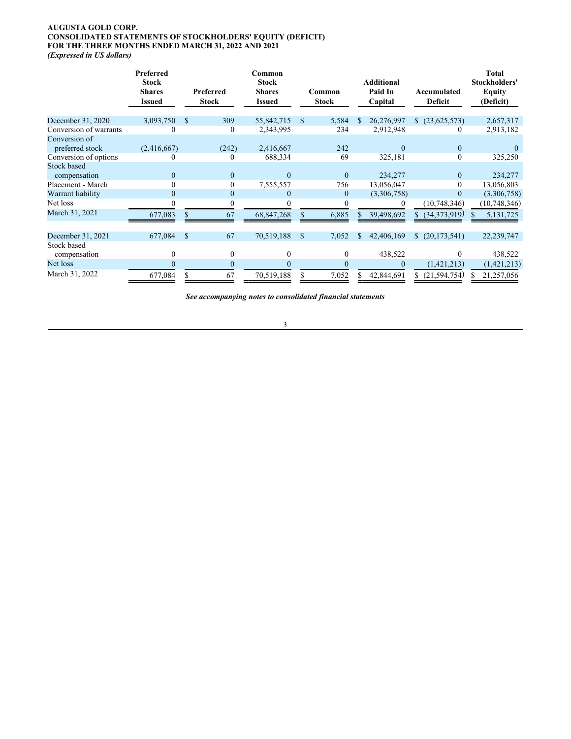**AUGUSTA GOLD CORP.**
**CONSOLIDATED STATEMENTS OF STOCKHOLDERS' EQUITY (DEFICIT)**
**FOR THE THREE MONTHS ENDED MARCH 31, 2022 AND 2021**
***(Expressed in US dollars)***

| | Preferred Stock Shares Issued | Preferred Stock | Common Stock Shares Issued | Common Stock | Additional Paid In Capital | Accumulated Deficit | Total Stockholders' Equity (Deficit) |
|---|---|---|---|---|---|---|---|
| December 31, 2020 | 3,093,750 | $ 309 | 55,842,715 | $ 5,584 | $ 26,276,997 | $ (23,625,573) | 2,657,317 |
| Conversion of warrants | 0 | 0 | 2,343,995 | 234 | 2,912,948 | 0 | 2,913,182 |
| Conversion of preferred stock | (2,416,667) | (242) | 2,416,667 | 242 | 0 | 0 | 0 |
| Conversion of options | 0 | 0 | 688,334 | 69 | 325,181 | 0 | 325,250 |
| Stock based compensation | 0 | 0 | 0 | 0 | 234,277 | 0 | 234,277 |
| Placement - March | 0 | 0 | 7,555,557 | 756 | 13,056,047 | 0 | 13,056,803 |
| Warrant liability | 0 | 0 | 0 | 0 | (3,306,758) | 0 | (3,306,758) |
| Net loss | 0 | 0 | 0 | 0 | 0 | (10,748,346) | (10,748,346) |
| March 31, 2021 | 677,083 | $ 67 | 68,847,268 | $ 6,885 | $ 39,498,692 | $ (34,373,919) | $ 5,131,725 |
| | | | | | | | |
| December 31, 2021 | 677,084 | $ 67 | 70,519,188 | $ 7,052 | $ 42,406,169 | $ (20,173,541) | 22,239,747 |
| Stock based compensation | 0 | 0 | 0 | 0 | 438,522 | 0 | 438,522 |
| Net loss | 0 | 0 | 0 | 0 | 0 | (1,421,213) | (1,421,213) |
| March 31, 2022 | 677,084 | $ 67 | 70,519,188 | $ 7,052 | $ 42,844,691 | $ (21,594,754) | $ 21,257,056 |

***See accompanying notes to consolidated financial statements***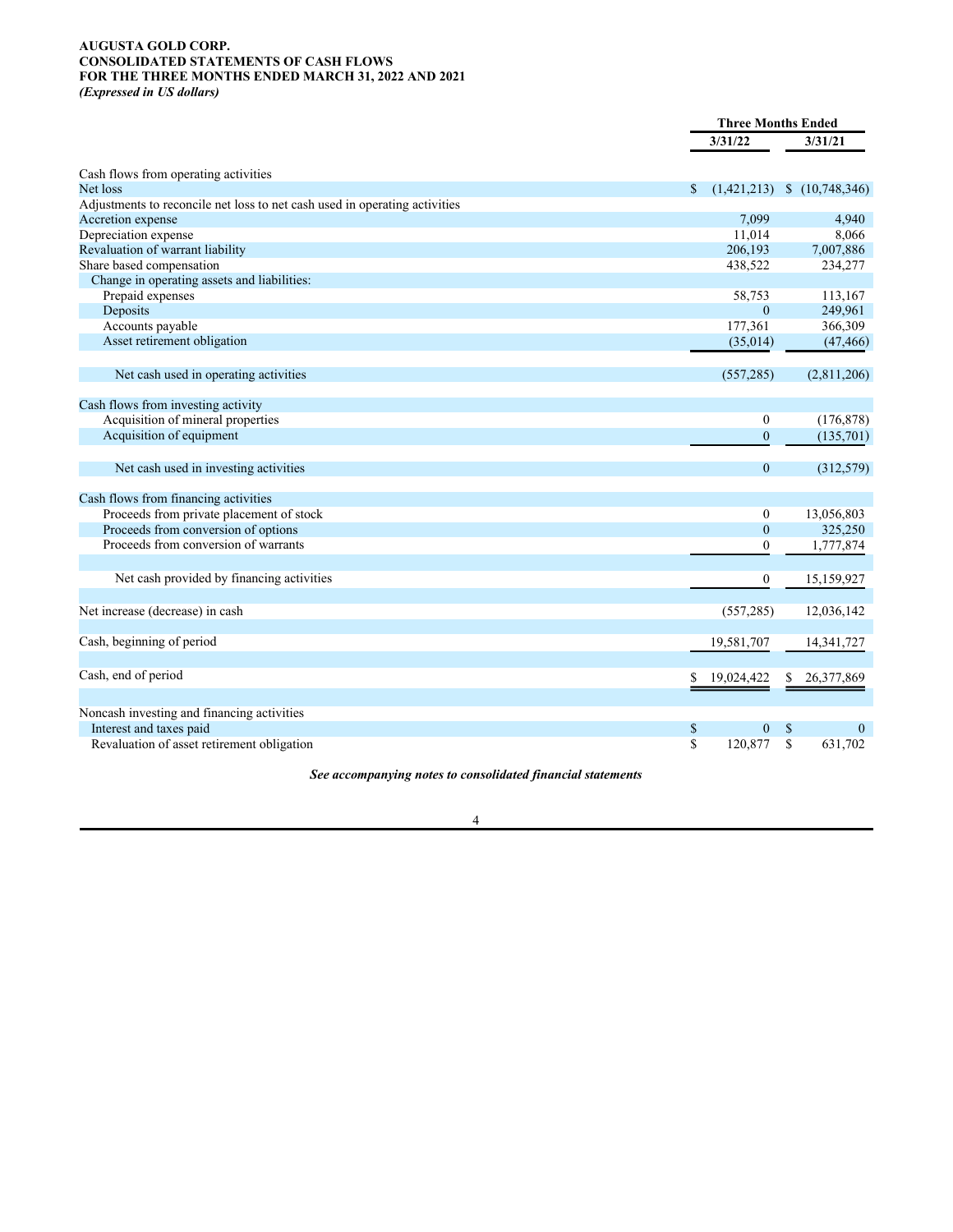**AUGUSTA GOLD CORP.**
**CONSOLIDATED STATEMENTS OF CASH FLOWS**
**FOR THE THREE MONTHS ENDED MARCH 31, 2022 AND 2021**
***(Expressed in US dollars)***

| | Three Months Ended | |
|---|---|---|
| | 3/31/22 | 3/31/21 |
| Cash flows from operating activities | | |
| Net loss | $ (1,421,213) | $ (10,748,346) |
| Adjustments to reconcile net loss to net cash used in operating activities | | |
| Accretion expense | 7,099 | 4,940 |
| Depreciation expense | 11,014 | 8,066 |
| Revaluation of warrant liability | 206,193 | 7,007,886 |
| Share based compensation | 438,522 | 234,277 |
| Change in operating assets and liabilities: | | |
| Prepaid expenses | 58,753 | 113,167 |
| Deposits | 0 | 249,961 |
| Accounts payable | 177,361 | 366,309 |
| Asset retirement obligation | (35,014) | (47,466) |
| Net cash used in operating activities | (557,285) | (2,811,206) |
| Cash flows from investing activity | | |
| Acquisition of mineral properties | 0 | (176,878) |
| Acquisition of equipment | 0 | (135,701) |
| Net cash used in investing activities | 0 | (312,579) |
| Cash flows from financing activities | | |
| Proceeds from private placement of stock | 0 | 13,056,803 |
| Proceeds from conversion of options | 0 | 325,250 |
| Proceeds from conversion of warrants | 0 | 1,777,874 |
| Net cash provided by financing activities | 0 | 15,159,927 |
| Net increase (decrease) in cash | (557,285) | 12,036,142 |
| Cash, beginning of period | 19,581,707 | 14,341,727 |
| Cash, end of period | $ 19,024,422 | $ 26,377,869 |
| Noncash investing and financing activities | | |
| Interest and taxes paid | $ 0 | $ 0 |
| Revaluation of asset retirement obligation | $ 120,877 | $ 631,702 |

***See accompanying notes to consolidated financial statements***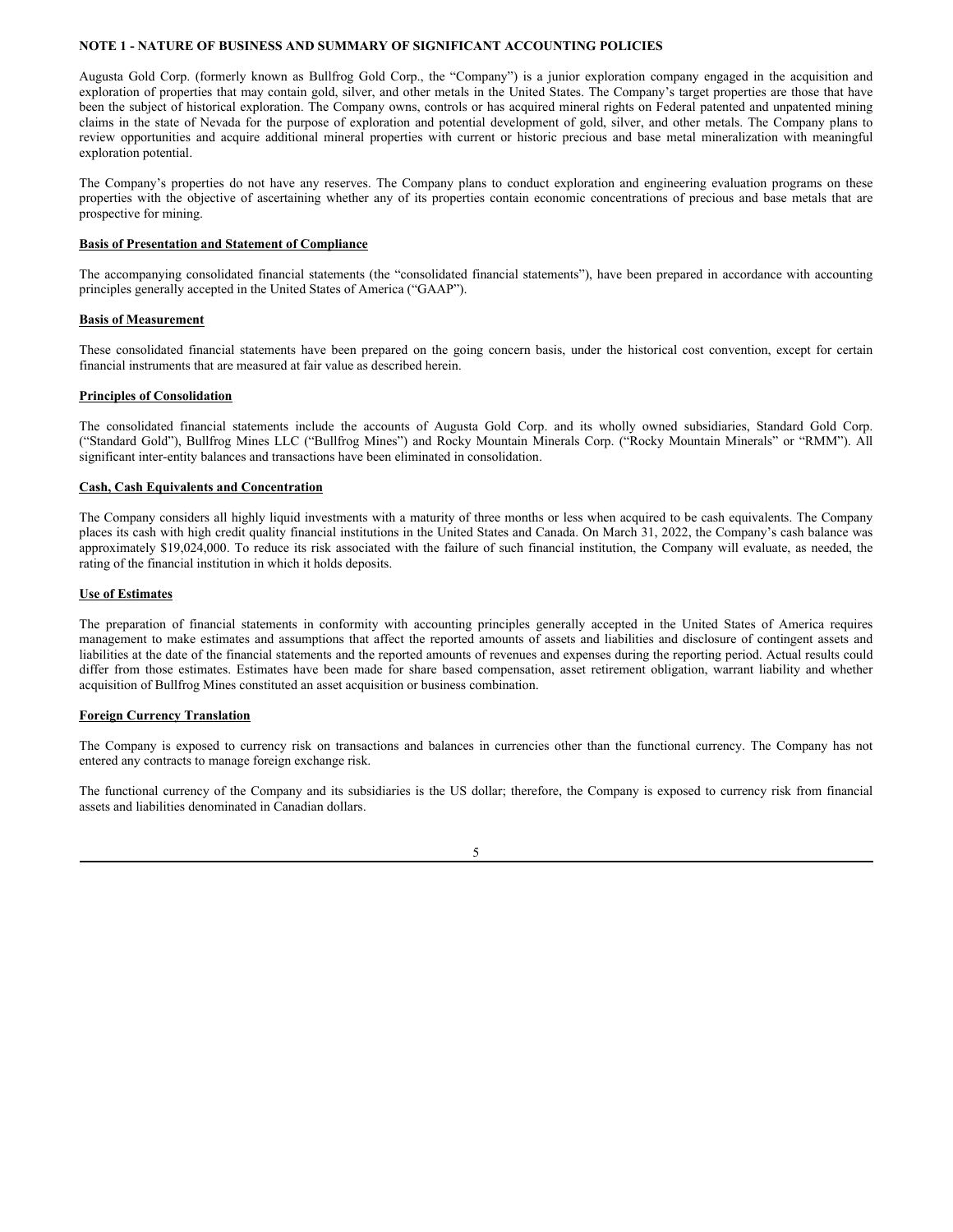# NOTE 1 - NATURE OF BUSINESS AND SUMMARY OF SIGNIFICANT ACCOUNTING POLICIES

Augusta Gold Corp. (formerly known as Bullfrog Gold Corp., the "Company") is a junior exploration company engaged in the acquisition and exploration of properties that may contain gold, silver, and other metals in the United States. The Company's target properties are those that have been the subject of historical exploration. The Company owns, controls or has acquired mineral rights on Federal patented and unpatented mining claims in the state of Nevada for the purpose of exploration and potential development of gold, silver, and other metals. The Company plans to review opportunities and acquire additional mineral properties with current or historic precious and base metal mineralization with meaningful exploration potential.

The Company's properties do not have any reserves. The Company plans to conduct exploration and engineering evaluation programs on these properties with the objective of ascertaining whether any of its properties contain economic concentrations of precious and base metals that are prospective for mining.

## Basis of Presentation and Statement of Compliance

The accompanying consolidated financial statements (the "consolidated financial statements"), have been prepared in accordance with accounting principles generally accepted in the United States of America ("GAAP").

## Basis of Measurement

These consolidated financial statements have been prepared on the going concern basis, under the historical cost convention, except for certain financial instruments that are measured at fair value as described herein.

## Principles of Consolidation

The consolidated financial statements include the accounts of Augusta Gold Corp. and its wholly owned subsidiaries, Standard Gold Corp. ("Standard Gold"), Bullfrog Mines LLC ("Bullfrog Mines") and Rocky Mountain Minerals Corp. ("Rocky Mountain Minerals" or "RMM"). All significant inter-entity balances and transactions have been eliminated in consolidation.

## Cash, Cash Equivalents and Concentration

The Company considers all highly liquid investments with a maturity of three months or less when acquired to be cash equivalents. The Company places its cash with high credit quality financial institutions in the United States and Canada. On March 31, 2022, the Company's cash balance was approximately $19,024,000. To reduce its risk associated with the failure of such financial institution, the Company will evaluate, as needed, the rating of the financial institution in which it holds deposits.

## Use of Estimates

The preparation of financial statements in conformity with accounting principles generally accepted in the United States of America requires management to make estimates and assumptions that affect the reported amounts of assets and liabilities and disclosure of contingent assets and liabilities at the date of the financial statements and the reported amounts of revenues and expenses during the reporting period. Actual results could differ from those estimates. Estimates have been made for share based compensation, asset retirement obligation, warrant liability and whether acquisition of Bullfrog Mines constituted an asset acquisition or business combination.

## Foreign Currency Translation

The Company is exposed to currency risk on transactions and balances in currencies other than the functional currency. The Company has not entered any contracts to manage foreign exchange risk.

The functional currency of the Company and its subsidiaries is the US dollar; therefore, the Company is exposed to currency risk from financial assets and liabilities denominated in Canadian dollars.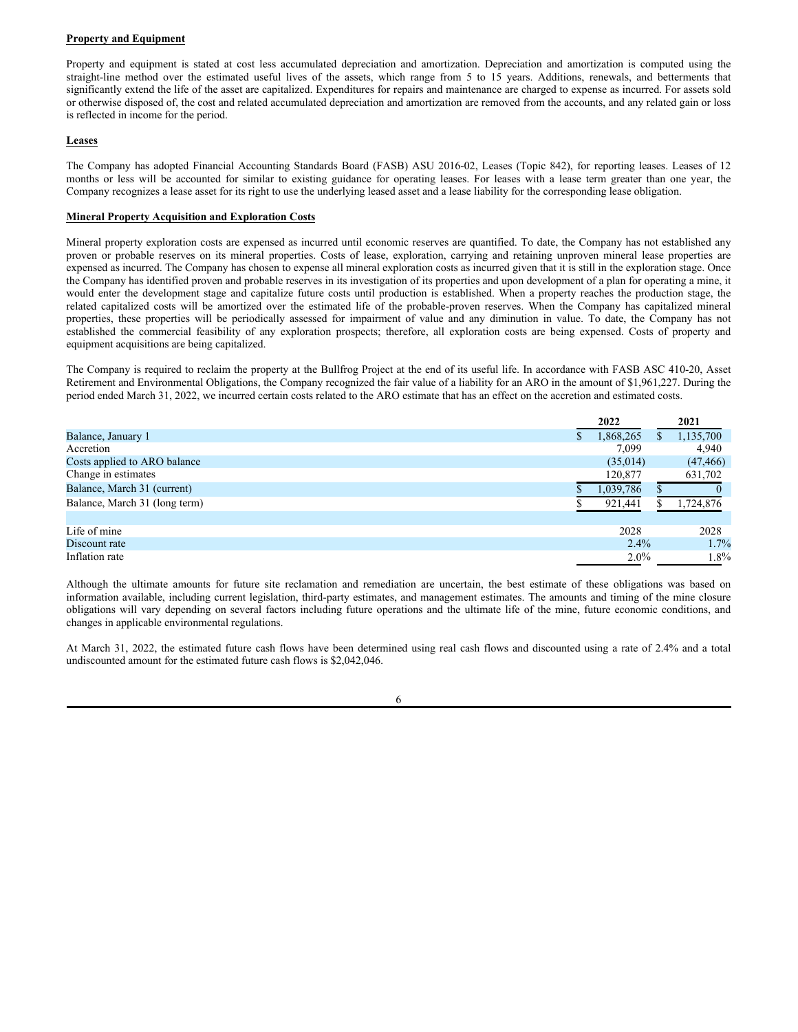**Property and Equipment**

Property and equipment is stated at cost less accumulated depreciation and amortization. Depreciation and amortization is computed using the straight-line method over the estimated useful lives of the assets, which range from 5 to 15 years. Additions, renewals, and betterments that significantly extend the life of the asset are capitalized. Expenditures for repairs and maintenance are charged to expense as incurred. For assets sold or otherwise disposed of, the cost and related accumulated depreciation and amortization are removed from the accounts, and any related gain or loss is reflected in income for the period.

**Leases**

The Company has adopted Financial Accounting Standards Board (FASB) ASU 2016-02, Leases (Topic 842), for reporting leases. Leases of 12 months or less will be accounted for similar to existing guidance for operating leases. For leases with a lease term greater than one year, the Company recognizes a lease asset for its right to use the underlying leased asset and a lease liability for the corresponding lease obligation.

**Mineral Property Acquisition and Exploration Costs**

Mineral property exploration costs are expensed as incurred until economic reserves are quantified. To date, the Company has not established any proven or probable reserves on its mineral properties. Costs of lease, exploration, carrying and retaining unproven mineral lease properties are expensed as incurred. The Company has chosen to expense all mineral exploration costs as incurred given that it is still in the exploration stage. Once the Company has identified proven and probable reserves in its investigation of its properties and upon development of a plan for operating a mine, it would enter the development stage and capitalize future costs until production is established. When a property reaches the production stage, the related capitalized costs will be amortized over the estimated life of the probable-proven reserves. When the Company has capitalized mineral properties, these properties will be periodically assessed for impairment of value and any diminution in value. To date, the Company has not established the commercial feasibility of any exploration prospects; therefore, all exploration costs are being expensed. Costs of property and equipment acquisitions are being capitalized.

The Company is required to reclaim the property at the Bullfrog Project at the end of its useful life. In accordance with FASB ASC 410-20, Asset Retirement and Environmental Obligations, the Company recognized the fair value of a liability for an ARO in the amount of $1,961,227. During the period ended March 31, 2022, we incurred certain costs related to the ARO estimate that has an effect on the accretion and estimated costs.

| | 2022 | 2021 |
|---|---|---|
| Balance, January 1 | $ 1,868,265 | $ 1,135,700 |
| Accretion | 7,099 | 4,940 |
| Costs applied to ARO balance | (35,014) | (47,466) |
| Change in estimates | 120,877 | 631,702 |
| Balance, March 31 (current) | $ 1,039,786 | $ 0 |
| Balance, March 31 (long term) | $ 921,441 | $ 1,724,876 |
| | | |
| Life of mine | 2028 | 2028 |
| Discount rate | 2.4% | 1.7% |
| Inflation rate | 2.0% | 1.8% |

Although the ultimate amounts for future site reclamation and remediation are uncertain, the best estimate of these obligations was based on information available, including current legislation, third-party estimates, and management estimates. The amounts and timing of the mine closure obligations will vary depending on several factors including future operations and the ultimate life of the mine, future economic conditions, and changes in applicable environmental regulations.

At March 31, 2022, the estimated future cash flows have been determined using real cash flows and discounted using a rate of 2.4% and a total undiscounted amount for the estimated future cash flows is $2,042,046.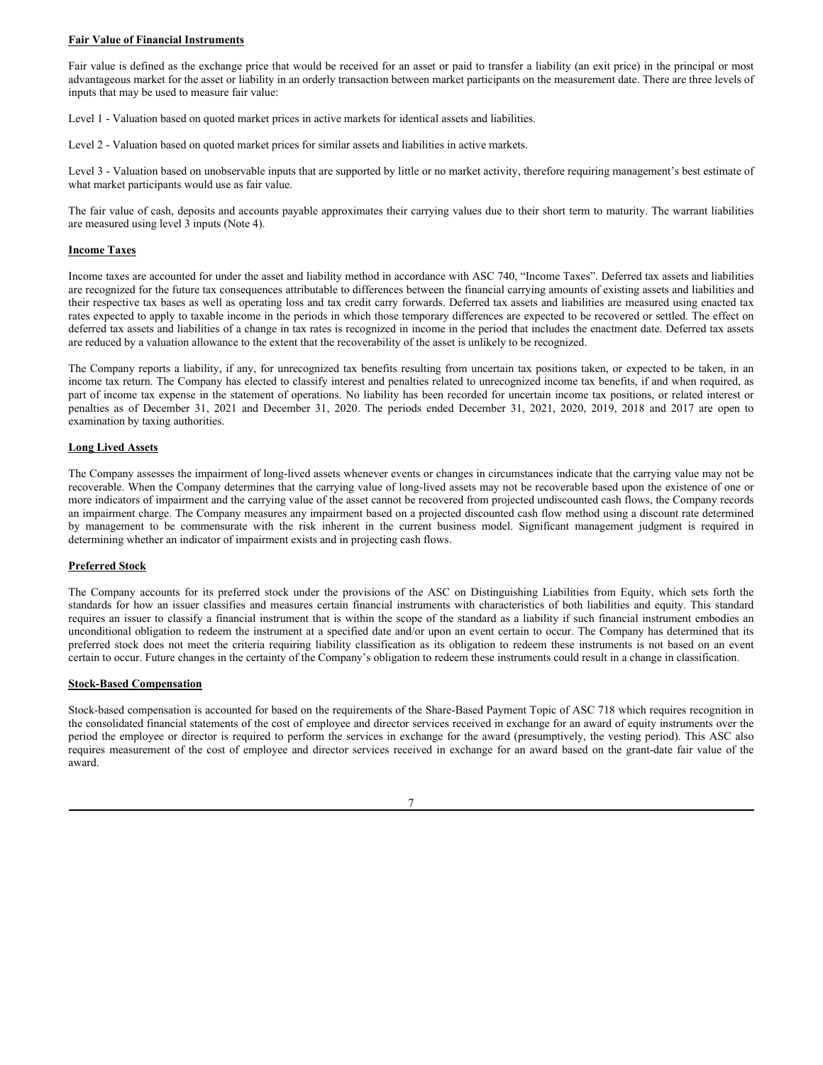**Fair Value of Financial Instruments**

Fair value is defined as the exchange price that would be received for an asset or paid to transfer a liability (an exit price) in the principal or most advantageous market for the asset or liability in an orderly transaction between market participants on the measurement date. There are three levels of inputs that may be used to measure fair value:

Level 1 - Valuation based on quoted market prices in active markets for identical assets and liabilities.

Level 2 - Valuation based on quoted market prices for similar assets and liabilities in active markets.

Level 3 - Valuation based on unobservable inputs that are supported by little or no market activity, therefore requiring management's best estimate of what market participants would use as fair value.

The fair value of cash, deposits and accounts payable approximates their carrying values due to their short term to maturity. The warrant liabilities are measured using level 3 inputs (Note 4).

**Income Taxes**

Income taxes are accounted for under the asset and liability method in accordance with ASC 740, "Income Taxes". Deferred tax assets and liabilities are recognized for the future tax consequences attributable to differences between the financial carrying amounts of existing assets and liabilities and their respective tax bases as well as operating loss and tax credit carry forwards. Deferred tax assets and liabilities are measured using enacted tax rates expected to apply to taxable income in the periods in which those temporary differences are expected to be recovered or settled. The effect on deferred tax assets and liabilities of a change in tax rates is recognized in income in the period that includes the enactment date. Deferred tax assets are reduced by a valuation allowance to the extent that the recoverability of the asset is unlikely to be recognized.

The Company reports a liability, if any, for unrecognized tax benefits resulting from uncertain tax positions taken, or expected to be taken, in an income tax return. The Company has elected to classify interest and penalties related to unrecognized income tax benefits, if and when required, as part of income tax expense in the statement of operations. No liability has been recorded for uncertain income tax positions, or related interest or penalties as of December 31, 2021 and December 31, 2020. The periods ended December 31, 2021, 2020, 2019, 2018 and 2017 are open to examination by taxing authorities.

**Long Lived Assets**

The Company assesses the impairment of long-lived assets whenever events or changes in circumstances indicate that the carrying value may not be recoverable. When the Company determines that the carrying value of long-lived assets may not be recoverable based upon the existence of one or more indicators of impairment and the carrying value of the asset cannot be recovered from projected undiscounted cash flows, the Company records an impairment charge. The Company measures any impairment based on a projected discounted cash flow method using a discount rate determined by management to be commensurate with the risk inherent in the current business model. Significant management judgment is required in determining whether an indicator of impairment exists and in projecting cash flows.

**Preferred Stock**

The Company accounts for its preferred stock under the provisions of the ASC on Distinguishing Liabilities from Equity, which sets forth the standards for how an issuer classifies and measures certain financial instruments with characteristics of both liabilities and equity. This standard requires an issuer to classify a financial instrument that is within the scope of the standard as a liability if such financial instrument embodies an unconditional obligation to redeem the instrument at a specified date and/or upon an event certain to occur. The Company has determined that its preferred stock does not meet the criteria requiring liability classification as its obligation to redeem these instruments is not based on an event certain to occur. Future changes in the certainty of the Company's obligation to redeem these instruments could result in a change in classification.

**Stock-Based Compensation**

Stock-based compensation is accounted for based on the requirements of the Share-Based Payment Topic of ASC 718 which requires recognition in the consolidated financial statements of the cost of employee and director services received in exchange for an award of equity instruments over the period the employee or director is required to perform the services in exchange for the award (presumptively, the vesting period). This ASC also requires measurement of the cost of employee and director services received in exchange for an award based on the grant-date fair value of the award.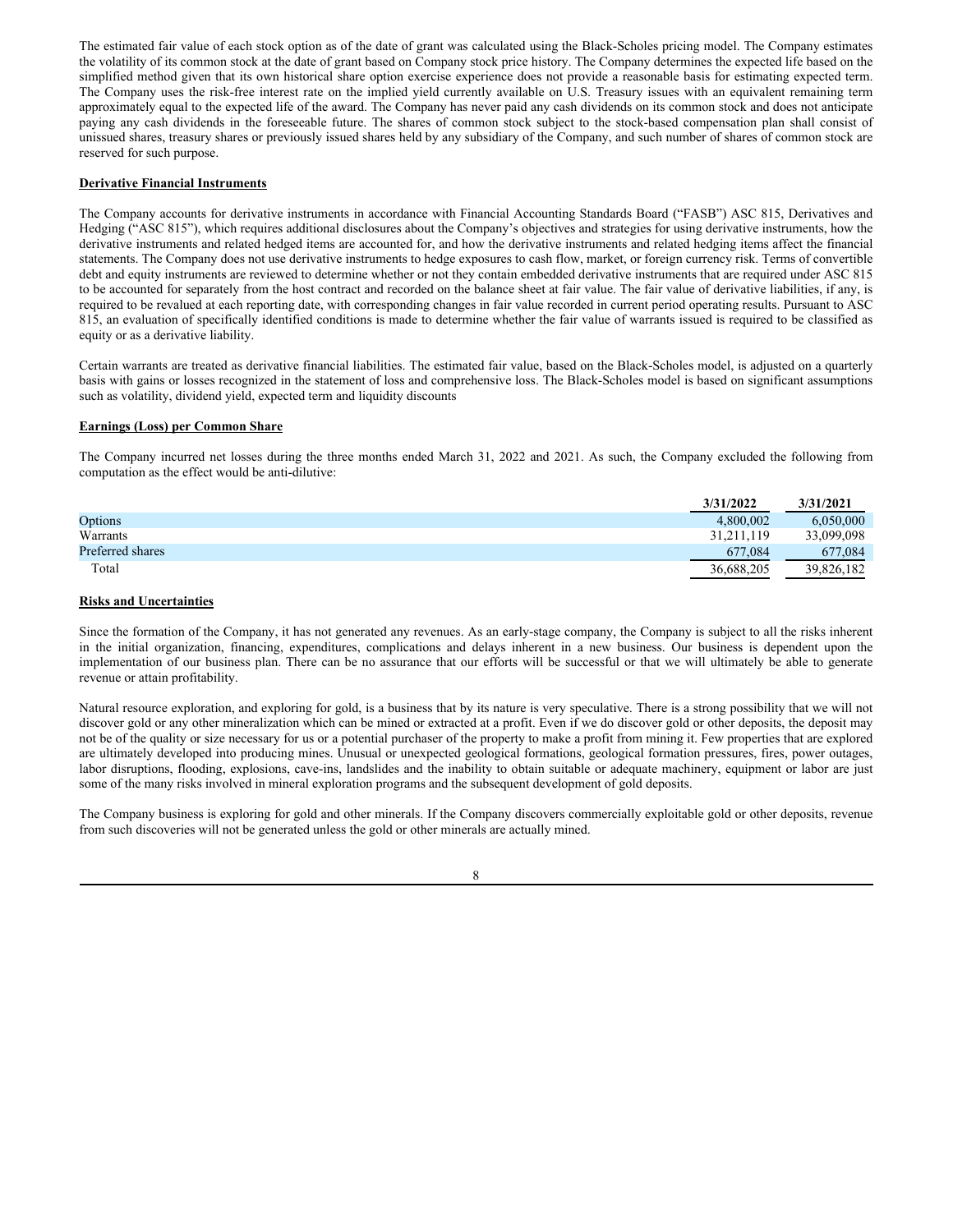The estimated fair value of each stock option as of the date of grant was calculated using the Black-Scholes pricing model. The Company estimates the volatility of its common stock at the date of grant based on Company stock price history. The Company determines the expected life based on the simplified method given that its own historical share option exercise experience does not provide a reasonable basis for estimating expected term. The Company uses the risk-free interest rate on the implied yield currently available on U.S. Treasury issues with an equivalent remaining term approximately equal to the expected life of the award. The Company has never paid any cash dividends on its common stock and does not anticipate paying any cash dividends in the foreseeable future. The shares of common stock subject to the stock-based compensation plan shall consist of unissued shares, treasury shares or previously issued shares held by any subsidiary of the Company, and such number of shares of common stock are reserved for such purpose.

**Derivative Financial Instruments**

The Company accounts for derivative instruments in accordance with Financial Accounting Standards Board ("FASB") ASC 815, Derivatives and Hedging ("ASC 815"), which requires additional disclosures about the Company's objectives and strategies for using derivative instruments, how the derivative instruments and related hedged items are accounted for, and how the derivative instruments and related hedging items affect the financial statements. The Company does not use derivative instruments to hedge exposures to cash flow, market, or foreign currency risk. Terms of convertible debt and equity instruments are reviewed to determine whether or not they contain embedded derivative instruments that are required under ASC 815 to be accounted for separately from the host contract and recorded on the balance sheet at fair value. The fair value of derivative liabilities, if any, is required to be revalued at each reporting date, with corresponding changes in fair value recorded in current period operating results. Pursuant to ASC 815, an evaluation of specifically identified conditions is made to determine whether the fair value of warrants issued is required to be classified as equity or as a derivative liability.

Certain warrants are treated as derivative financial liabilities. The estimated fair value, based on the Black-Scholes model, is adjusted on a quarterly basis with gains or losses recognized in the statement of loss and comprehensive loss. The Black-Scholes model is based on significant assumptions such as volatility, dividend yield, expected term and liquidity discounts

**Earnings (Loss) per Common Share**

The Company incurred net losses during the three months ended March 31, 2022 and 2021. As such, the Company excluded the following from computation as the effect would be anti-dilutive:

| | 3/31/2022 | 3/31/2021 |
|---|---|---|
| Options | 4,800,002 | 6,050,000 |
| Warrants | 31,211,119 | 33,099,098 |
| Preferred shares | 677,084 | 677,084 |
| Total | 36,688,205 | 39,826,182 |

**Risks and Uncertainties**

Since the formation of the Company, it has not generated any revenues. As an early-stage company, the Company is subject to all the risks inherent in the initial organization, financing, expenditures, complications and delays inherent in a new business. Our business is dependent upon the implementation of our business plan. There can be no assurance that our efforts will be successful or that we will ultimately be able to generate revenue or attain profitability.

Natural resource exploration, and exploring for gold, is a business that by its nature is very speculative. There is a strong possibility that we will not discover gold or any other mineralization which can be mined or extracted at a profit. Even if we do discover gold or other deposits, the deposit may not be of the quality or size necessary for us or a potential purchaser of the property to make a profit from mining it. Few properties that are explored are ultimately developed into producing mines. Unusual or unexpected geological formations, geological formation pressures, fires, power outages, labor disruptions, flooding, explosions, cave-ins, landslides and the inability to obtain suitable or adequate machinery, equipment or labor are just some of the many risks involved in mineral exploration programs and the subsequent development of gold deposits.

The Company business is exploring for gold and other minerals. If the Company discovers commercially exploitable gold or other deposits, revenue from such discoveries will not be generated unless the gold or other minerals are actually mined.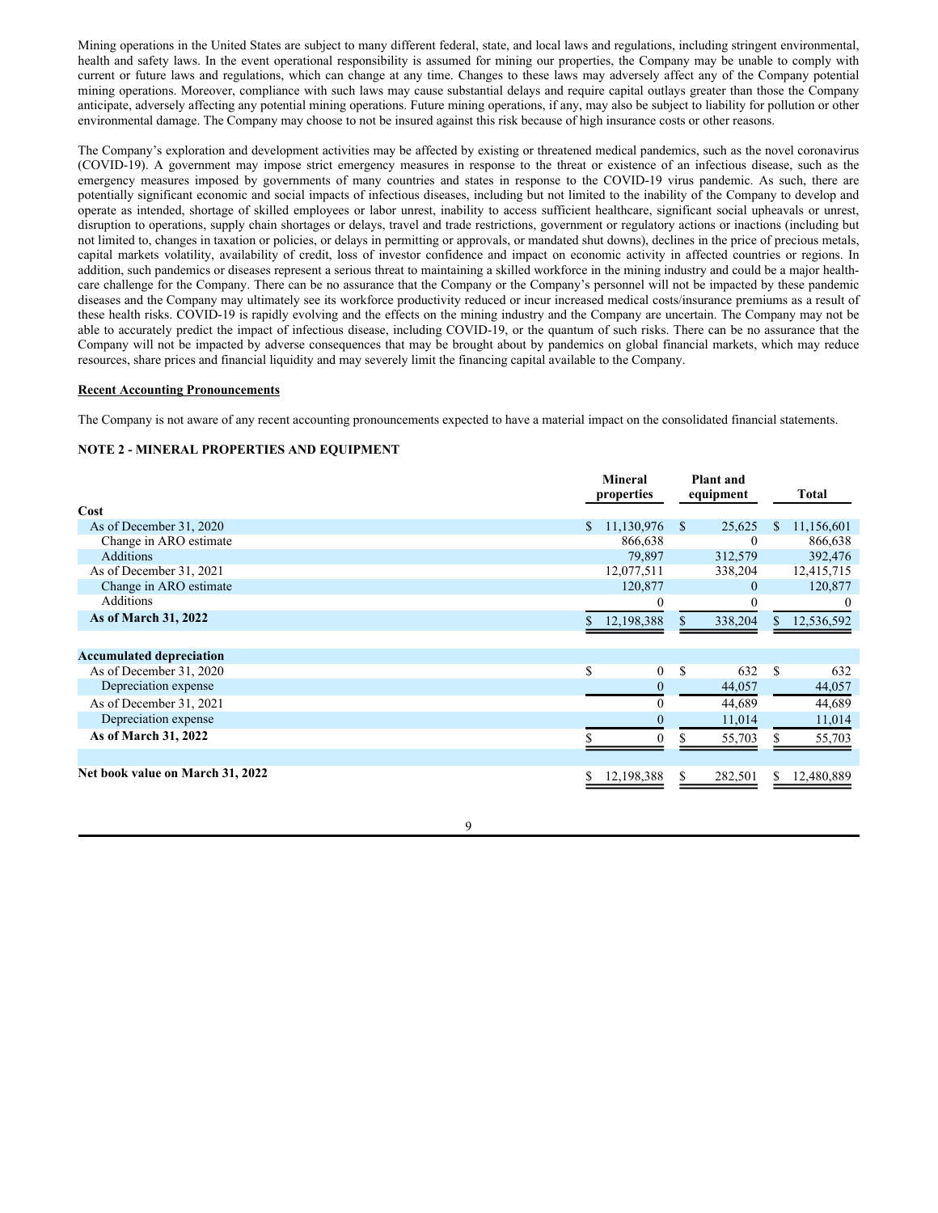Mining operations in the United States are subject to many different federal, state, and local laws and regulations, including stringent environmental, health and safety laws. In the event operational responsibility is assumed for mining our properties, the Company may be unable to comply with current or future laws and regulations, which can change at any time. Changes to these laws may adversely affect any of the Company potential mining operations. Moreover, compliance with such laws may cause substantial delays and require capital outlays greater than those the Company anticipate, adversely affecting any potential mining operations. Future mining operations, if any, may also be subject to liability for pollution or other environmental damage. The Company may choose to not be insured against this risk because of high insurance costs or other reasons.

The Company's exploration and development activities may be affected by existing or threatened medical pandemics, such as the novel coronavirus (COVID-19). A government may impose strict emergency measures in response to the threat or existence of an infectious disease, such as the emergency measures imposed by governments of many countries and states in response to the COVID-19 virus pandemic. As such, there are potentially significant economic and social impacts of infectious diseases, including but not limited to the inability of the Company to develop and operate as intended, shortage of skilled employees or labor unrest, inability to access sufficient healthcare, significant social upheavals or unrest, disruption to operations, supply chain shortages or delays, travel and trade restrictions, government or regulatory actions or inactions (including but not limited to, changes in taxation or policies, or delays in permitting or approvals, or mandated shut downs), declines in the price of precious metals, capital markets volatility, availability of credit, loss of investor confidence and impact on economic activity in affected countries or regions. In addition, such pandemics or diseases represent a serious threat to maintaining a skilled workforce in the mining industry and could be a major health-care challenge for the Company. There can be no assurance that the Company or the Company's personnel will not be impacted by these pandemic diseases and the Company may ultimately see its workforce productivity reduced or incur increased medical costs/insurance premiums as a result of these health risks. COVID-19 is rapidly evolving and the effects on the mining industry and the Company are uncertain. The Company may not be able to accurately predict the impact of infectious disease, including COVID-19, or the quantum of such risks. There can be no assurance that the Company will not be impacted by adverse consequences that may be brought about by pandemics on global financial markets, which may reduce resources, share prices and financial liquidity and may severely limit the financing capital available to the Company.

**Recent Accounting Pronouncements**

The Company is not aware of any recent accounting pronouncements expected to have a material impact on the consolidated financial statements.

**NOTE 2 - MINERAL PROPERTIES AND EQUIPMENT**

| | Mineral properties | Plant and equipment | Total |
|---|---|---|---|
| **Cost** | | | |
| As of December 31, 2020 | $ 11,130,976 | $ 25,625 | $ 11,156,601 |
| Change in ARO estimate | 866,638 | 0 | 866,638 |
| Additions | 79,897 | 312,579 | 392,476 |
| As of December 31, 2021 | 12,077,511 | 338,204 | 12,415,715 |
| Change in ARO estimate | 120,877 | 0 | 120,877 |
| Additions | 0 | 0 | 0 |
| **As of March 31, 2022** | $ 12,198,388 | $ 338,204 | $ 12,536,592 |
| | | | |
| **Accumulated depreciation** | | | |
| As of December 31, 2020 | $ 0 | $ 632 | $ 632 |
| Depreciation expense | 0 | 44,057 | 44,057 |
| As of December 31, 2021 | 0 | 44,689 | 44,689 |
| Depreciation expense | 0 | 11,014 | 11,014 |
| **As of March 31, 2022** | $ 0 | $ 55,703 | $ 55,703 |
| | | | |
| **Net book value on March 31, 2022** | $ 12,198,388 | $ 282,501 | $ 12,480,889 |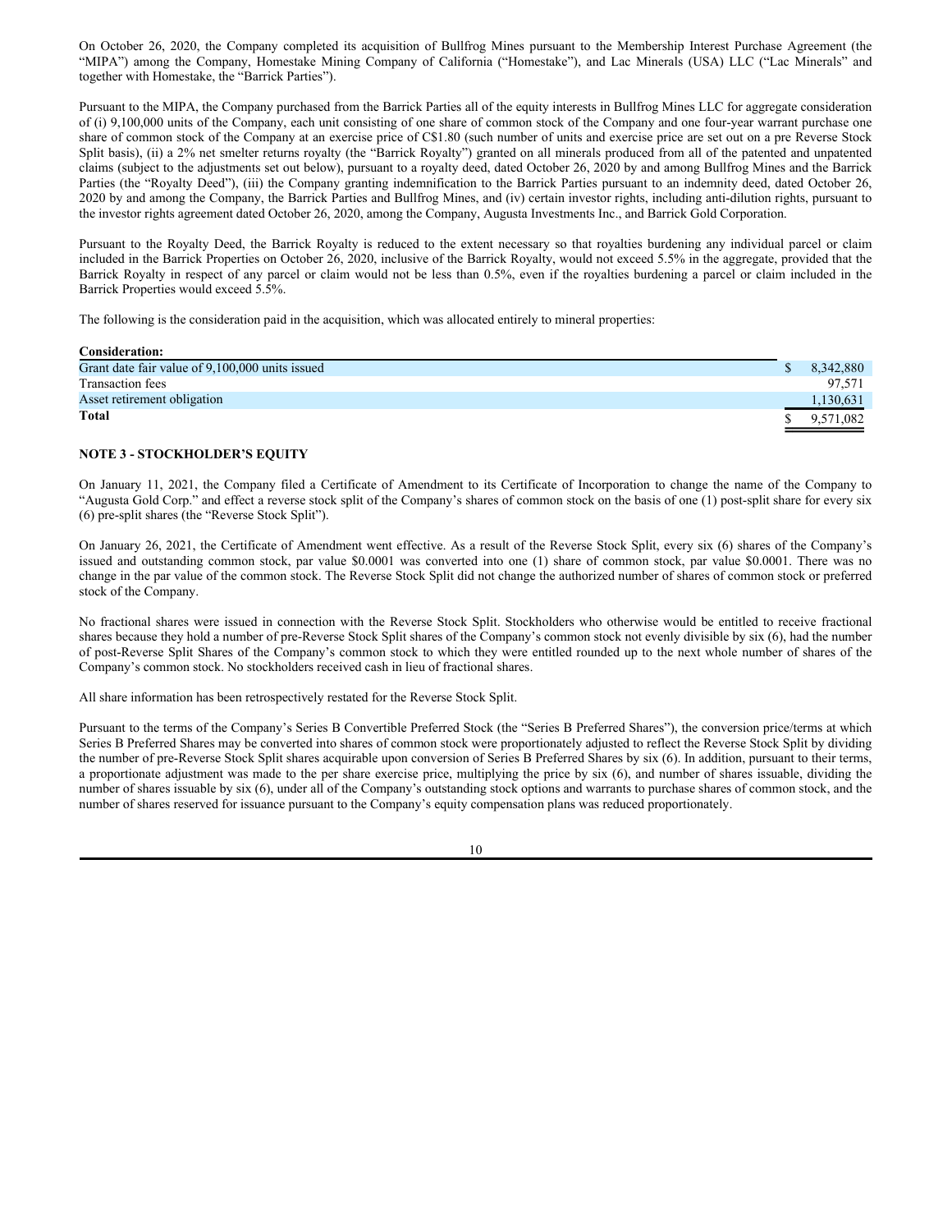On October 26, 2020, the Company completed its acquisition of Bullfrog Mines pursuant to the Membership Interest Purchase Agreement (the "MIPA") among the Company, Homestake Mining Company of California ("Homestake"), and Lac Minerals (USA) LLC ("Lac Minerals" and together with Homestake, the "Barrick Parties").

Pursuant to the MIPA, the Company purchased from the Barrick Parties all of the equity interests in Bullfrog Mines LLC for aggregate consideration of (i) 9,100,000 units of the Company, each unit consisting of one share of common stock of the Company and one four-year warrant purchase one share of common stock of the Company at an exercise price of C$1.80 (such number of units and exercise price are set out on a pre Reverse Stock Split basis), (ii) a 2% net smelter returns royalty (the "Barrick Royalty") granted on all minerals produced from all of the patented and unpatented claims (subject to the adjustments set out below), pursuant to a royalty deed, dated October 26, 2020 by and among Bullfrog Mines and the Barrick Parties (the "Royalty Deed"), (iii) the Company granting indemnification to the Barrick Parties pursuant to an indemnity deed, dated October 26, 2020 by and among the Company, the Barrick Parties and Bullfrog Mines, and (iv) certain investor rights, including anti-dilution rights, pursuant to the investor rights agreement dated October 26, 2020, among the Company, Augusta Investments Inc., and Barrick Gold Corporation.

Pursuant to the Royalty Deed, the Barrick Royalty is reduced to the extent necessary so that royalties burdening any individual parcel or claim included in the Barrick Properties on October 26, 2020, inclusive of the Barrick Royalty, would not exceed 5.5% in the aggregate, provided that the Barrick Royalty in respect of any parcel or claim would not be less than 0.5%, even if the royalties burdening a parcel or claim included in the Barrick Properties would exceed 5.5%.

The following is the consideration paid in the acquisition, which was allocated entirely to mineral properties:

| **Consideration:** | |
|---|---|
| Grant date fair value of 9,100,000 units issued | $ 8,342,880 |
| Transaction fees | 97,571 |
| Asset retirement obligation | 1,130,631 |
| **Total** | $ 9,571,082 |

## NOTE 3 - STOCKHOLDER'S EQUITY

On January 11, 2021, the Company filed a Certificate of Amendment to its Certificate of Incorporation to change the name of the Company to "Augusta Gold Corp." and effect a reverse stock split of the Company's shares of common stock on the basis of one (1) post-split share for every six (6) pre-split shares (the "Reverse Stock Split").

On January 26, 2021, the Certificate of Amendment went effective. As a result of the Reverse Stock Split, every six (6) shares of the Company's issued and outstanding common stock, par value $0.0001 was converted into one (1) share of common stock, par value $0.0001. There was no change in the par value of the common stock. The Reverse Stock Split did not change the authorized number of shares of common stock or preferred stock of the Company.

No fractional shares were issued in connection with the Reverse Stock Split. Stockholders who otherwise would be entitled to receive fractional shares because they hold a number of pre-Reverse Stock Split shares of the Company's common stock not evenly divisible by six (6), had the number of post-Reverse Split Shares of the Company's common stock to which they were entitled rounded up to the next whole number of shares of the Company's common stock. No stockholders received cash in lieu of fractional shares.

All share information has been retrospectively restated for the Reverse Stock Split.

Pursuant to the terms of the Company's Series B Convertible Preferred Stock (the "Series B Preferred Shares"), the conversion price/terms at which Series B Preferred Shares may be converted into shares of common stock were proportionately adjusted to reflect the Reverse Stock Split by dividing the number of pre-Reverse Stock Split shares acquirable upon conversion of Series B Preferred Shares by six (6). In addition, pursuant to their terms, a proportionate adjustment was made to the per share exercise price, multiplying the price by six (6), and number of shares issuable, dividing the number of shares issuable by six (6), under all of the Company's outstanding stock options and warrants to purchase shares of common stock, and the number of shares reserved for issuance pursuant to the Company's equity compensation plans was reduced proportionately.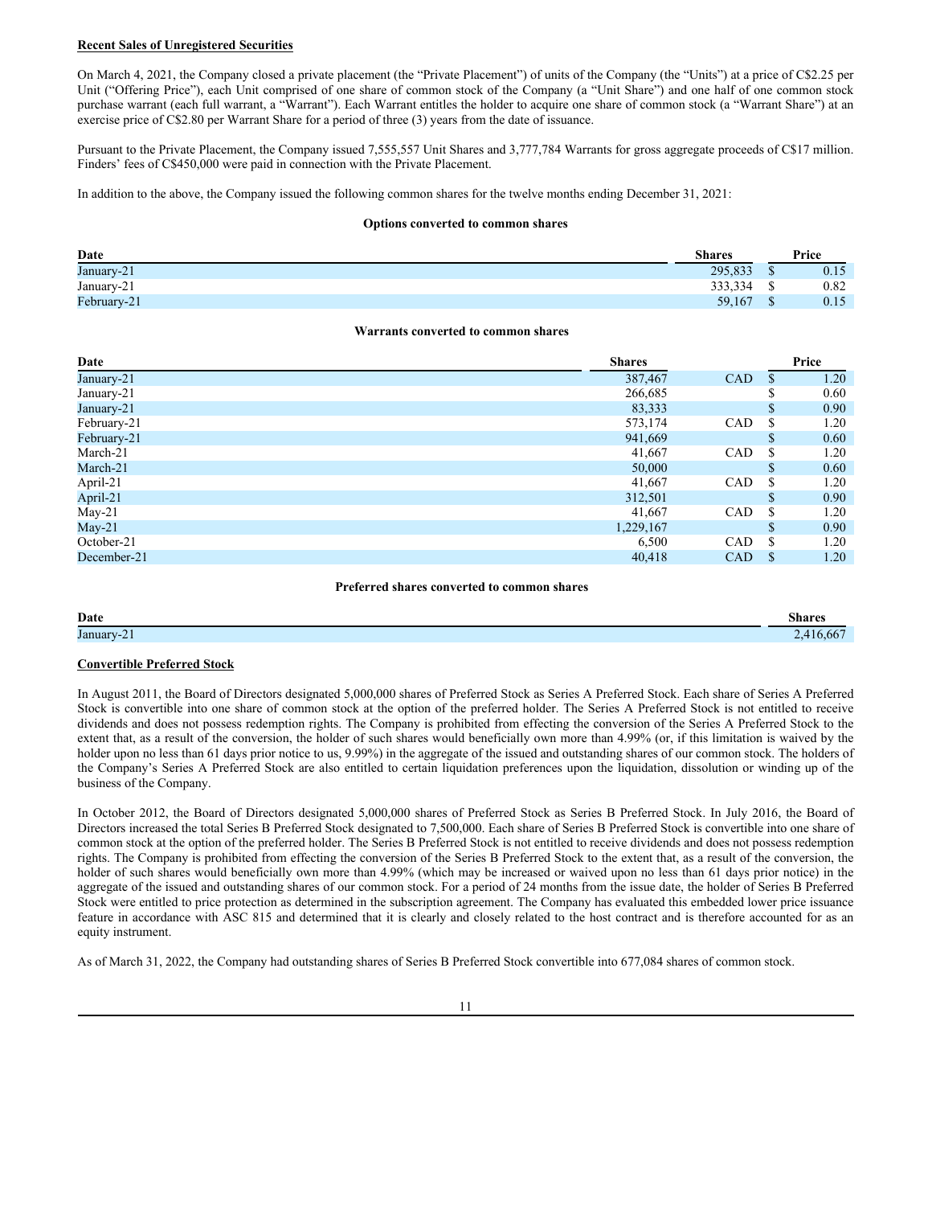**Recent Sales of Unregistered Securities**

On March 4, 2021, the Company closed a private placement (the "Private Placement") of units of the Company (the "Units") at a price of C$2.25 per Unit ("Offering Price"), each Unit comprised of one share of common stock of the Company (a "Unit Share") and one half of one common stock purchase warrant (each full warrant, a "Warrant"). Each Warrant entitles the holder to acquire one share of common stock (a "Warrant Share") at an exercise price of C$2.80 per Warrant Share for a period of three (3) years from the date of issuance.

Pursuant to the Private Placement, the Company issued 7,555,557 Unit Shares and 3,777,784 Warrants for gross aggregate proceeds of C$17 million. Finders' fees of C$450,000 were paid in connection with the Private Placement.

In addition to the above, the Company issued the following common shares for the twelve months ending December 31, 2021:

**Options converted to common shares**

| Date | Shares | Price |
|---|---|---|
| January-21 | 295,833 | $ 0.15 |
| January-21 | 333,334 | $ 0.82 |
| February-21 | 59,167 | $ 0.15 |

**Warrants converted to common shares**

| Date | Shares | | Price |
|---|---|---|---|
| January-21 | 387,467 | CAD | $ 1.20 |
| January-21 | 266,685 | | $ 0.60 |
| January-21 | 83,333 | | $ 0.90 |
| February-21 | 573,174 | CAD | $ 1.20 |
| February-21 | 941,669 | | $ 0.60 |
| March-21 | 41,667 | CAD | $ 1.20 |
| March-21 | 50,000 | | $ 0.60 |
| April-21 | 41,667 | CAD | $ 1.20 |
| April-21 | 312,501 | | $ 0.90 |
| May-21 | 41,667 | CAD | $ 1.20 |
| May-21 | 1,229,167 | | $ 0.90 |
| October-21 | 6,500 | CAD | $ 1.20 |
| December-21 | 40,418 | CAD | $ 1.20 |

**Preferred shares converted to common shares**

| Date | Shares |
|---|---|
| January-21 | 2,416,667 |

**Convertible Preferred Stock**

In August 2011, the Board of Directors designated 5,000,000 shares of Preferred Stock as Series A Preferred Stock. Each share of Series A Preferred Stock is convertible into one share of common stock at the option of the preferred holder. The Series A Preferred Stock is not entitled to receive dividends and does not possess redemption rights. The Company is prohibited from effecting the conversion of the Series A Preferred Stock to the extent that, as a result of the conversion, the holder of such shares would beneficially own more than 4.99% (or, if this limitation is waived by the holder upon no less than 61 days prior notice to us, 9.99%) in the aggregate of the issued and outstanding shares of our common stock. The holders of the Company's Series A Preferred Stock are also entitled to certain liquidation preferences upon the liquidation, dissolution or winding up of the business of the Company.

In October 2012, the Board of Directors designated 5,000,000 shares of Preferred Stock as Series B Preferred Stock. In July 2016, the Board of Directors increased the total Series B Preferred Stock designated to 7,500,000. Each share of Series B Preferred Stock is convertible into one share of common stock at the option of the preferred holder. The Series B Preferred Stock is not entitled to receive dividends and does not possess redemption rights. The Company is prohibited from effecting the conversion of the Series B Preferred Stock to the extent that, as a result of the conversion, the holder of such shares would beneficially own more than 4.99% (which may be increased or waived upon no less than 61 days prior notice) in the aggregate of the issued and outstanding shares of our common stock. For a period of 24 months from the issue date, the holder of Series B Preferred Stock were entitled to price protection as determined in the subscription agreement. The Company has evaluated this embedded lower price issuance feature in accordance with ASC 815 and determined that it is clearly and closely related to the host contract and is therefore accounted for as an equity instrument.

As of March 31, 2022, the Company had outstanding shares of Series B Preferred Stock convertible into 677,084 shares of common stock.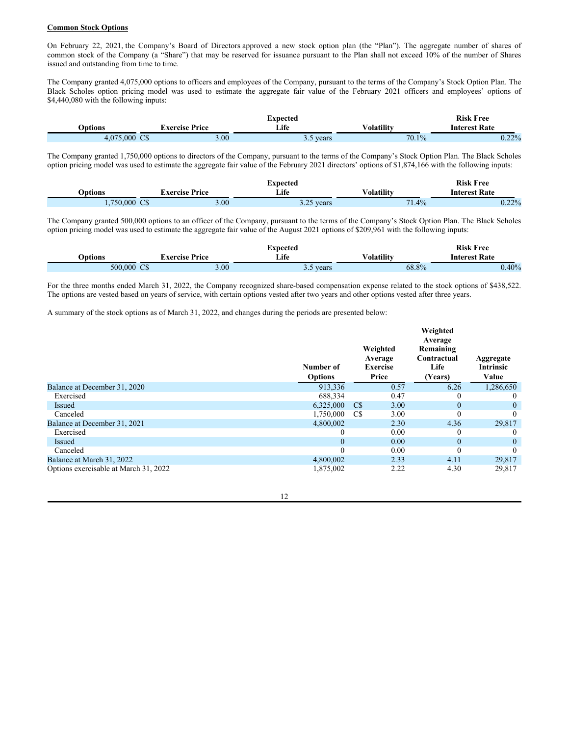**Common Stock Options**

On February 22, 2021, the Company's Board of Directors approved a new stock option plan (the "Plan"). The aggregate number of shares of common stock of the Company (a "Share") that may be reserved for issuance pursuant to the Plan shall not exceed 10% of the number of Shares issued and outstanding from time to time.

The Company granted 4,075,000 options to officers and employees of the Company, pursuant to the terms of the Company's Stock Option Plan. The Black Scholes option pricing model was used to estimate the aggregate fair value of the February 2021 officers and employees' options of $4,440,080 with the following inputs:

| Options | Exercise Price | Expected Life | Volatility | Risk Free Interest Rate |
|---|---|---|---|---|
| 4,075,000 | C$ 3.00 | 3.5 years | 70.1% | 0.22% |

The Company granted 1,750,000 options to directors of the Company, pursuant to the terms of the Company's Stock Option Plan. The Black Scholes option pricing model was used to estimate the aggregate fair value of the February 2021 directors' options of $1,874,166 with the following inputs:

| Options | Exercise Price | Expected Life | Volatility | Risk Free Interest Rate |
|---|---|---|---|---|
| 1,750,000 | C$ 3.00 | 3.25 years | 71.4% | 0.22% |

The Company granted 500,000 options to an officer of the Company, pursuant to the terms of the Company's Stock Option Plan. The Black Scholes option pricing model was used to estimate the aggregate fair value of the August 2021 options of $209,961 with the following inputs:

| Options | Exercise Price | Expected Life | Volatility | Risk Free Interest Rate |
|---|---|---|---|---|
| 500,000 | C$ 3.00 | 3.5 years | 68.8% | 0.40% |

For the three months ended March 31, 2022, the Company recognized share-based compensation expense related to the stock options of $438,522. The options are vested based on years of service, with certain options vested after two years and other options vested after three years.

A summary of the stock options as of March 31, 2022, and changes during the periods are presented below:

| | Number of Options | Weighted Average Exercise Price | Weighted Average Remaining Contractual Life (Years) | Aggregate Intrinsic Value |
|---|---|---|---|---|
| Balance at December 31, 2020 | 913,336 | 0.57 | 6.26 | 1,286,650 |
| Exercised | 688,334 | 0.47 | 0 | 0 |
| Issued | 6,325,000 | C$ 3.00 | 0 | 0 |
| Canceled | 1,750,000 | C$ 3.00 | 0 | 0 |
| Balance at December 31, 2021 | 4,800,002 | 2.30 | 4.36 | 29,817 |
| Exercised | 0 | 0.00 | 0 | 0 |
| Issued | 0 | 0.00 | 0 | 0 |
| Canceled | 0 | 0.00 | 0 | 0 |
| Balance at March 31, 2022 | 4,800,002 | 2.33 | 4.11 | 29,817 |
| Options exercisable at March 31, 2022 | 1,875,002 | 2.22 | 4.30 | 29,817 |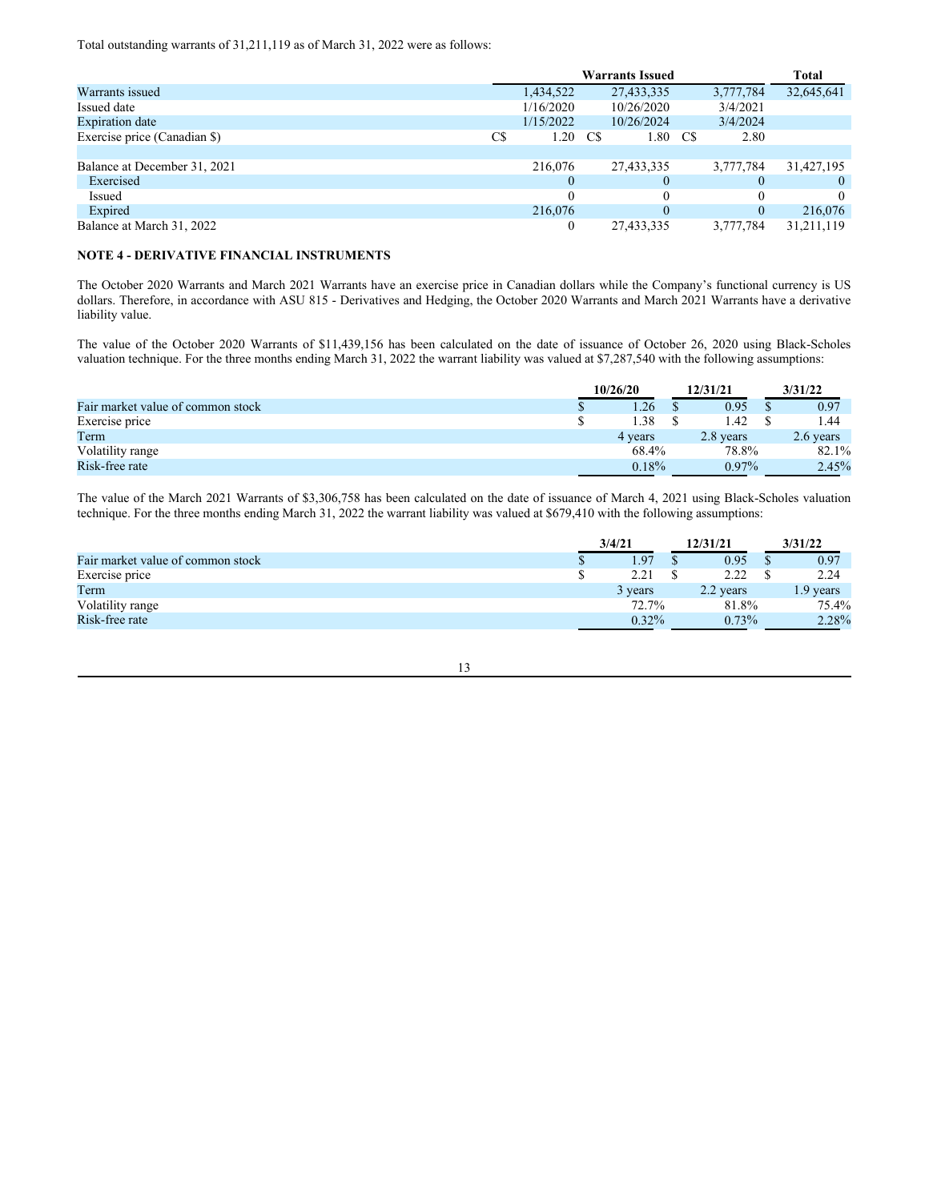Total outstanding warrants of 31,211,119 as of March 31, 2022 were as follows:

| | Warrants Issued | | | Total |
|---|---|---|---|---|
| Warrants issued | 1,434,522 | 27,433,335 | 3,777,784 | 32,645,641 |
| Issued date | 1/16/2020 | 10/26/2020 | 3/4/2021 | |
| Expiration date | 1/15/2022 | 10/26/2024 | 3/4/2024 | |
| Exercise price (Canadian $) | C$ 1.20 | C$ 1.80 | C$ 2.80 | |
| | | | | |
| Balance at December 31, 2021 | 216,076 | 27,433,335 | 3,777,784 | 31,427,195 |
| Exercised | 0 | 0 | 0 | 0 |
| Issued | 0 | 0 | 0 | 0 |
| Expired | 216,076 | 0 | 0 | 216,076 |
| Balance at March 31, 2022 | 0 | 27,433,335 | 3,777,784 | 31,211,119 |

**NOTE 4 - DERIVATIVE FINANCIAL INSTRUMENTS**

The October 2020 Warrants and March 2021 Warrants have an exercise price in Canadian dollars while the Company's functional currency is US dollars. Therefore, in accordance with ASU 815 - Derivatives and Hedging, the October 2020 Warrants and March 2021 Warrants have a derivative liability value.

The value of the October 2020 Warrants of $11,439,156 has been calculated on the date of issuance of October 26, 2020 using Black-Scholes valuation technique. For the three months ending March 31, 2022 the warrant liability was valued at $7,287,540 with the following assumptions:

| | 10/26/20 | 12/31/21 | 3/31/22 |
|---|---|---|---|
| Fair market value of common stock | $ 1.26 | $ 0.95 | $ 0.97 |
| Exercise price | $ 1.38 | $ 1.42 | $ 1.44 |
| Term | 4 years | 2.8 years | 2.6 years |
| Volatility range | 68.4% | 78.8% | 82.1% |
| Risk-free rate | 0.18% | 0.97% | 2.45% |

The value of the March 2021 Warrants of $3,306,758 has been calculated on the date of issuance of March 4, 2021 using Black-Scholes valuation technique. For the three months ending March 31, 2022 the warrant liability was valued at $679,410 with the following assumptions:

| | 3/4/21 | 12/31/21 | 3/31/22 |
|---|---|---|---|
| Fair market value of common stock | $ 1.97 | $ 0.95 | $ 0.97 |
| Exercise price | $ 2.21 | $ 2.22 | $ 2.24 |
| Term | 3 years | 2.2 years | 1.9 years |
| Volatility range | 72.7% | 81.8% | 75.4% |
| Risk-free rate | 0.32% | 0.73% | 2.28% |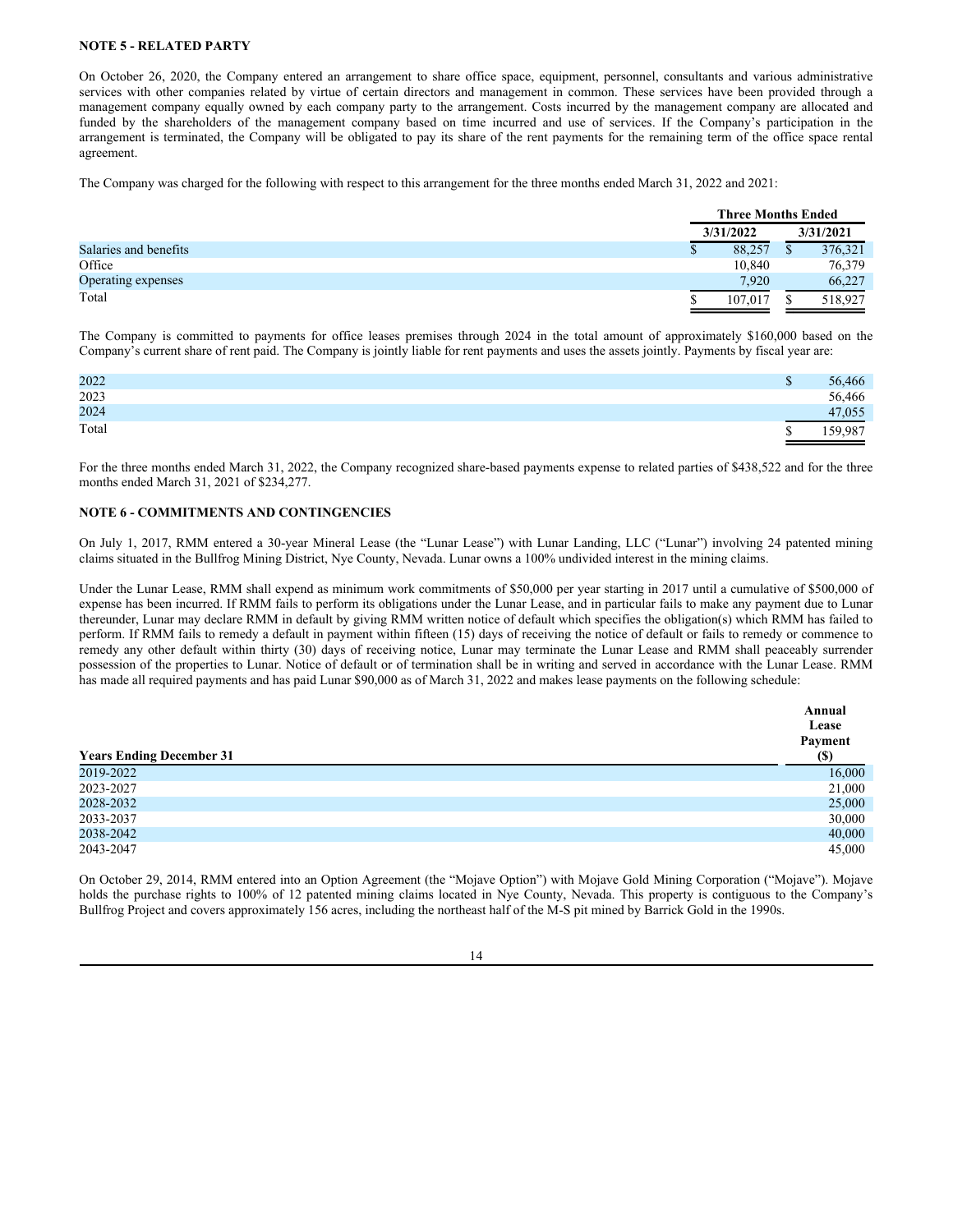**NOTE 5 - RELATED PARTY**

On October 26, 2020, the Company entered an arrangement to share office space, equipment, personnel, consultants and various administrative services with other companies related by virtue of certain directors and management in common. These services have been provided through a management company equally owned by each company party to the arrangement. Costs incurred by the management company are allocated and funded by the shareholders of the management company based on time incurred and use of services. If the Company's participation in the arrangement is terminated, the Company will be obligated to pay its share of the rent payments for the remaining term of the office space rental agreement.

The Company was charged for the following with respect to this arrangement for the three months ended March 31, 2022 and 2021:

| | Three Months Ended | |
|---|---|---|
| | 3/31/2022 | 3/31/2021 |
| Salaries and benefits | $ 88,257 | $ 376,321 |
| Office | 10,840 | 76,379 |
| Operating expenses | 7,920 | 66,227 |
| Total | $ 107,017 | $ 518,927 |

The Company is committed to payments for office leases premises through 2024 in the total amount of approximately $160,000 based on the Company's current share of rent paid. The Company is jointly liable for rent payments and uses the assets jointly. Payments by fiscal year are:

| | |
|---|---|
| 2022 | $ 56,466 |
| 2023 | 56,466 |
| 2024 | 47,055 |
| Total | $ 159,987 |

For the three months ended March 31, 2022, the Company recognized share-based payments expense to related parties of $438,522 and for the three months ended March 31, 2021 of $234,277.

**NOTE 6 - COMMITMENTS AND CONTINGENCIES**

On July 1, 2017, RMM entered a 30-year Mineral Lease (the "Lunar Lease") with Lunar Landing, LLC ("Lunar") involving 24 patented mining claims situated in the Bullfrog Mining District, Nye County, Nevada. Lunar owns a 100% undivided interest in the mining claims.

Under the Lunar Lease, RMM shall expend as minimum work commitments of $50,000 per year starting in 2017 until a cumulative of $500,000 of expense has been incurred. If RMM fails to perform its obligations under the Lunar Lease, and in particular fails to make any payment due to Lunar thereunder, Lunar may declare RMM in default by giving RMM written notice of default which specifies the obligation(s) which RMM has failed to perform. If RMM fails to remedy a default in payment within fifteen (15) days of receiving the notice of default or fails to remedy or commence to remedy any other default within thirty (30) days of receiving notice, Lunar may terminate the Lunar Lease and RMM shall peaceably surrender possession of the properties to Lunar. Notice of default or of termination shall be in writing and served in accordance with the Lunar Lease. RMM has made all required payments and has paid Lunar $90,000 as of March 31, 2022 and makes lease payments on the following schedule:

| Years Ending December 31 | Annual Lease Payment ($) |
|---|---|
| 2019-2022 | 16,000 |
| 2023-2027 | 21,000 |
| 2028-2032 | 25,000 |
| 2033-2037 | 30,000 |
| 2038-2042 | 40,000 |
| 2043-2047 | 45,000 |

On October 29, 2014, RMM entered into an Option Agreement (the "Mojave Option") with Mojave Gold Mining Corporation ("Mojave"). Mojave holds the purchase rights to 100% of 12 patented mining claims located in Nye County, Nevada. This property is contiguous to the Company's Bullfrog Project and covers approximately 156 acres, including the northeast half of the M-S pit mined by Barrick Gold in the 1990s.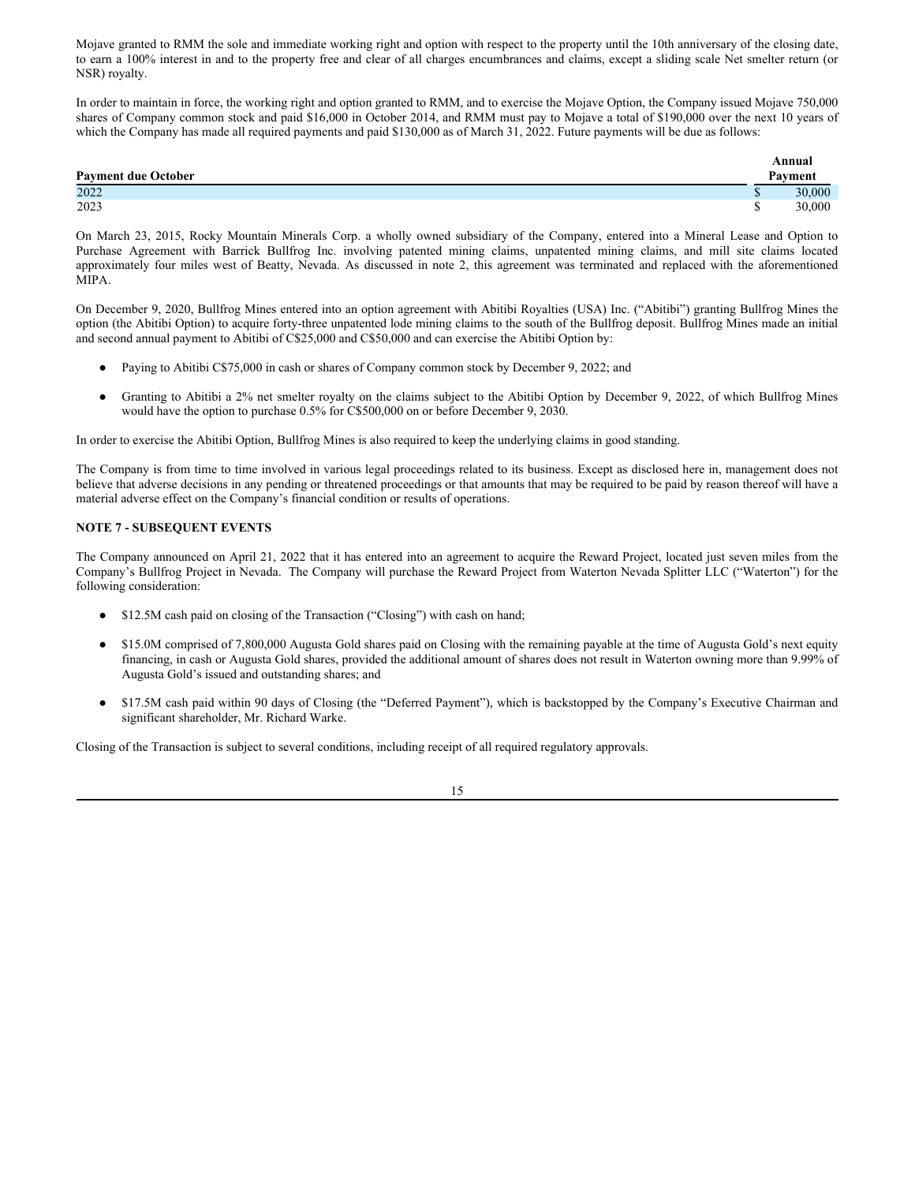Mojave granted to RMM the sole and immediate working right and option with respect to the property until the 10th anniversary of the closing date, to earn a 100% interest in and to the property free and clear of all charges encumbrances and claims, except a sliding scale Net smelter return (or NSR) royalty.

In order to maintain in force, the working right and option granted to RMM, and to exercise the Mojave Option, the Company issued Mojave 750,000 shares of Company common stock and paid $16,000 in October 2014, and RMM must pay to Mojave a total of $190,000 over the next 10 years of which the Company has made all required payments and paid $130,000 as of March 31, 2022. Future payments will be due as follows:

| Payment due October | Annual Payment |
| --- | --- |
| 2022 | $ 30,000 |
| 2023 | $ 30,000 |

On March 23, 2015, Rocky Mountain Minerals Corp. a wholly owned subsidiary of the Company, entered into a Mineral Lease and Option to Purchase Agreement with Barrick Bullfrog Inc. involving patented mining claims, unpatented mining claims, and mill site claims located approximately four miles west of Beatty, Nevada. As discussed in note 2, this agreement was terminated and replaced with the aforementioned MIPA.

On December 9, 2020, Bullfrog Mines entered into an option agreement with Abitibi Royalties (USA) Inc. ("Abitibi") granting Bullfrog Mines the option (the Abitibi Option) to acquire forty-three unpatented lode mining claims to the south of the Bullfrog deposit. Bullfrog Mines made an initial and second annual payment to Abitibi of C$25,000 and C$50,000 and can exercise the Abitibi Option by:

- Paying to Abitibi C$75,000 in cash or shares of Company common stock by December 9, 2022; and
- Granting to Abitibi a 2% net smelter royalty on the claims subject to the Abitibi Option by December 9, 2022, of which Bullfrog Mines would have the option to purchase 0.5% for C$500,000 on or before December 9, 2030.

In order to exercise the Abitibi Option, Bullfrog Mines is also required to keep the underlying claims in good standing.

The Company is from time to time involved in various legal proceedings related to its business. Except as disclosed here in, management does not believe that adverse decisions in any pending or threatened proceedings or that amounts that may be required to be paid by reason thereof will have a material adverse effect on the Company's financial condition or results of operations.

**NOTE 7 - SUBSEQUENT EVENTS**

The Company announced on April 21, 2022 that it has entered into an agreement to acquire the Reward Project, located just seven miles from the Company's Bullfrog Project in Nevada. The Company will purchase the Reward Project from Waterton Nevada Splitter LLC ("Waterton") for the following consideration:

- $12.5M cash paid on closing of the Transaction ("Closing") with cash on hand;
- $15.0M comprised of 7,800,000 Augusta Gold shares paid on Closing with the remaining payable at the time of Augusta Gold's next equity financing, in cash or Augusta Gold shares, provided the additional amount of shares does not result in Waterton owning more than 9.99% of Augusta Gold's issued and outstanding shares; and
- $17.5M cash paid within 90 days of Closing (the "Deferred Payment"), which is backstopped by the Company's Executive Chairman and significant shareholder, Mr. Richard Warke.

Closing of the Transaction is subject to several conditions, including receipt of all required regulatory approvals.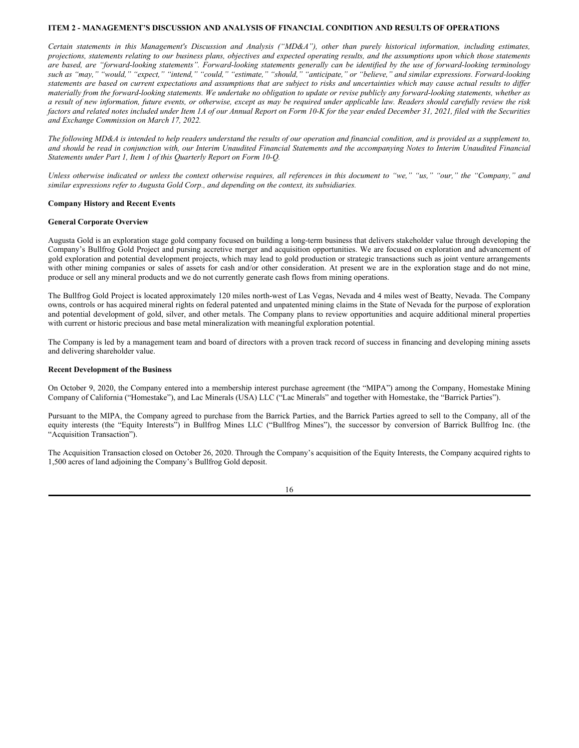## ITEM 2 - MANAGEMENT'S DISCUSSION AND ANALYSIS OF FINANCIAL CONDITION AND RESULTS OF OPERATIONS

*Certain statements in this Management's Discussion and Analysis ("MD&A"), other than purely historical information, including estimates, projections, statements relating to our business plans, objectives and expected operating results, and the assumptions upon which those statements are based, are "forward-looking statements". Forward-looking statements generally can be identified by the use of forward-looking terminology such as "may," "would," "expect," "intend," "could," "estimate," "should," "anticipate," or "believe," and similar expressions. Forward-looking statements are based on current expectations and assumptions that are subject to risks and uncertainties which may cause actual results to differ materially from the forward-looking statements. We undertake no obligation to update or revise publicly any forward-looking statements, whether as a result of new information, future events, or otherwise, except as may be required under applicable law. Readers should carefully review the risk factors and related notes included under Item 1A of our Annual Report on Form 10-K for the year ended December 31, 2021, filed with the Securities and Exchange Commission on March 17, 2022.*

*The following MD&A is intended to help readers understand the results of our operation and financial condition, and is provided as a supplement to, and should be read in conjunction with, our Interim Unaudited Financial Statements and the accompanying Notes to Interim Unaudited Financial Statements under Part 1, Item 1 of this Quarterly Report on Form 10-Q.*

*Unless otherwise indicated or unless the context otherwise requires, all references in this document to "we," "us," "our," the "Company," and similar expressions refer to Augusta Gold Corp., and depending on the context, its subsidiaries.*

### Company History and Recent Events

### General Corporate Overview

Augusta Gold is an exploration stage gold company focused on building a long-term business that delivers stakeholder value through developing the Company's Bullfrog Gold Project and pursing accretive merger and acquisition opportunities. We are focused on exploration and advancement of gold exploration and potential development projects, which may lead to gold production or strategic transactions such as joint venture arrangements with other mining companies or sales of assets for cash and/or other consideration. At present we are in the exploration stage and do not mine, produce or sell any mineral products and we do not currently generate cash flows from mining operations.

The Bullfrog Gold Project is located approximately 120 miles north-west of Las Vegas, Nevada and 4 miles west of Beatty, Nevada. The Company owns, controls or has acquired mineral rights on federal patented and unpatented mining claims in the State of Nevada for the purpose of exploration and potential development of gold, silver, and other metals. The Company plans to review opportunities and acquire additional mineral properties with current or historic precious and base metal mineralization with meaningful exploration potential.

The Company is led by a management team and board of directors with a proven track record of success in financing and developing mining assets and delivering shareholder value.

### Recent Development of the Business

On October 9, 2020, the Company entered into a membership interest purchase agreement (the "MIPA") among the Company, Homestake Mining Company of California ("Homestake"), and Lac Minerals (USA) LLC ("Lac Minerals" and together with Homestake, the "Barrick Parties").

Pursuant to the MIPA, the Company agreed to purchase from the Barrick Parties, and the Barrick Parties agreed to sell to the Company, all of the equity interests (the "Equity Interests") in Bullfrog Mines LLC ("Bullfrog Mines"), the successor by conversion of Barrick Bullfrog Inc. (the "Acquisition Transaction").

The Acquisition Transaction closed on October 26, 2020. Through the Company's acquisition of the Equity Interests, the Company acquired rights to 1,500 acres of land adjoining the Company's Bullfrog Gold deposit.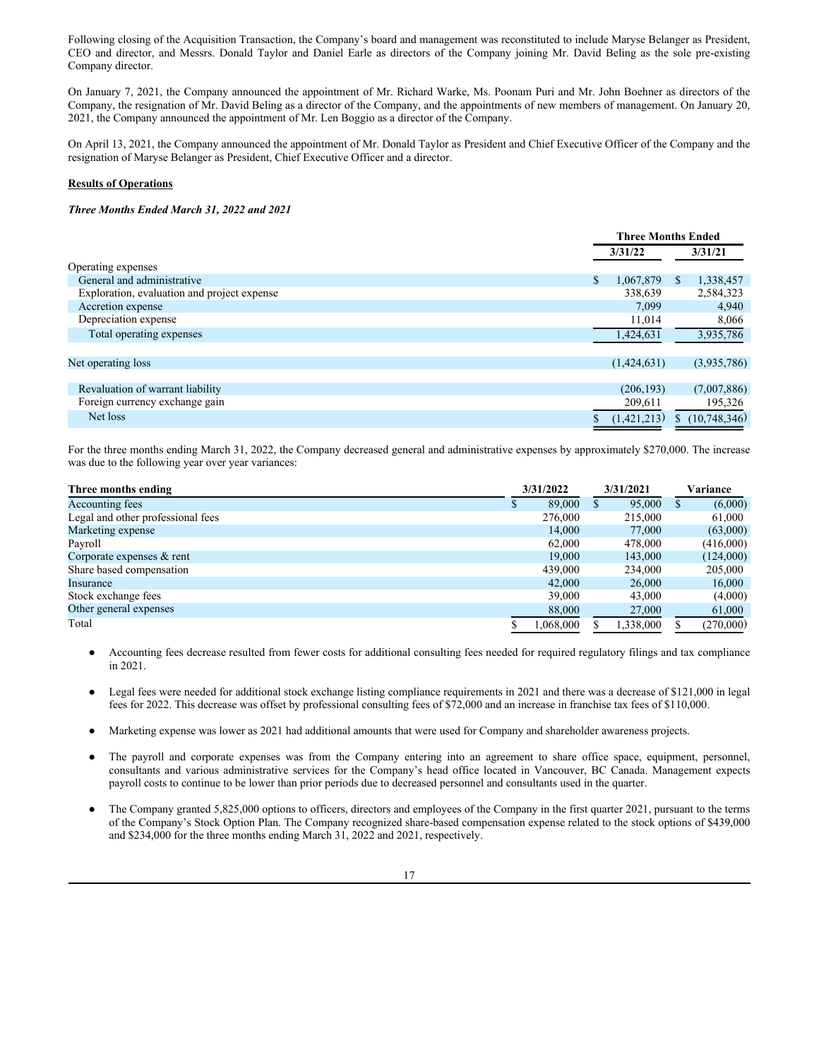Following closing of the Acquisition Transaction, the Company's board and management was reconstituted to include Maryse Belanger as President, CEO and director, and Messrs. Donald Taylor and Daniel Earle as directors of the Company joining Mr. David Beling as the sole pre-existing Company director.

On January 7, 2021, the Company announced the appointment of Mr. Richard Warke, Ms. Poonam Puri and Mr. John Boehner as directors of the Company, the resignation of Mr. David Beling as a director of the Company, and the appointments of new members of management. On January 20, 2021, the Company announced the appointment of Mr. Len Boggio as a director of the Company.

On April 13, 2021, the Company announced the appointment of Mr. Donald Taylor as President and Chief Executive Officer of the Company and the resignation of Maryse Belanger as President, Chief Executive Officer and a director.

**Results of Operations**

***Three Months Ended March 31, 2022 and 2021***

| | Three Months Ended | |
|---|---|---|
| | 3/31/22 | 3/31/21 |
| Operating expenses | | |
| General and administrative | $ 1,067,879 | $ 1,338,457 |
| Exploration, evaluation and project expense | 338,639 | 2,584,323 |
| Accretion expense | 7,099 | 4,940 |
| Depreciation expense | 11,014 | 8,066 |
| Total operating expenses | 1,424,631 | 3,935,786 |
| | | |
| Net operating loss | (1,424,631) | (3,935,786) |
| | | |
| Revaluation of warrant liability | (206,193) | (7,007,886) |
| Foreign currency exchange gain | 209,611 | 195,326 |
| Net loss | $ (1,421,213) | $ (10,748,346) |

For the three months ending March 31, 2022, the Company decreased general and administrative expenses by approximately $270,000. The increase was due to the following year over year variances:

| Three months ending | 3/31/2022 | 3/31/2021 | Variance |
|---|---|---|---|
| Accounting fees | $ 89,000 | $ 95,000 | $ (6,000) |
| Legal and other professional fees | 276,000 | 215,000 | 61,000 |
| Marketing expense | 14,000 | 77,000 | (63,000) |
| Payroll | 62,000 | 478,000 | (416,000) |
| Corporate expenses & rent | 19,000 | 143,000 | (124,000) |
| Share based compensation | 439,000 | 234,000 | 205,000 |
| Insurance | 42,000 | 26,000 | 16,000 |
| Stock exchange fees | 39,000 | 43,000 | (4,000) |
| Other general expenses | 88,000 | 27,000 | 61,000 |
| Total | $ 1,068,000 | $ 1,338,000 | $ (270,000) |

- Accounting fees decrease resulted from fewer costs for additional consulting fees needed for required regulatory filings and tax compliance in 2021.
- Legal fees were needed for additional stock exchange listing compliance requirements in 2021 and there was a decrease of $121,000 in legal fees for 2022. This decrease was offset by professional consulting fees of $72,000 and an increase in franchise tax fees of $110,000.
- Marketing expense was lower as 2021 had additional amounts that were used for Company and shareholder awareness projects.
- The payroll and corporate expenses was from the Company entering into an agreement to share office space, equipment, personnel, consultants and various administrative services for the Company's head office located in Vancouver, BC Canada. Management expects payroll costs to continue to be lower than prior periods due to decreased personnel and consultants used in the quarter.
- The Company granted 5,825,000 options to officers, directors and employees of the Company in the first quarter 2021, pursuant to the terms of the Company's Stock Option Plan. The Company recognized share-based compensation expense related to the stock options of $439,000 and $234,000 for the three months ending March 31, 2022 and 2021, respectively.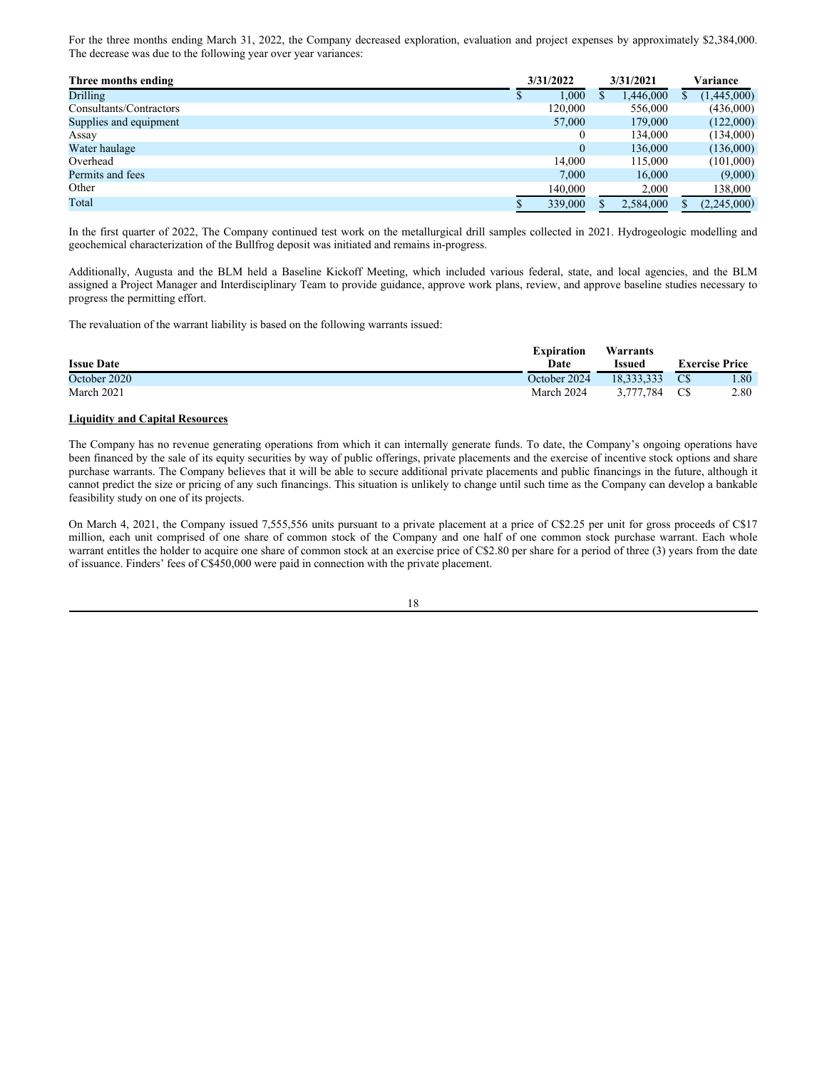For the three months ending March 31, 2022, the Company decreased exploration, evaluation and project expenses by approximately $2,384,000. The decrease was due to the following year over year variances:

| Three months ending | 3/31/2022 | 3/31/2021 | Variance |
|---|---|---|---|
| Drilling | $ 1,000 | $ 1,446,000 | $ (1,445,000) |
| Consultants/Contractors | 120,000 | 556,000 | (436,000) |
| Supplies and equipment | 57,000 | 179,000 | (122,000) |
| Assay | 0 | 134,000 | (134,000) |
| Water haulage | 0 | 136,000 | (136,000) |
| Overhead | 14,000 | 115,000 | (101,000) |
| Permits and fees | 7,000 | 16,000 | (9,000) |
| Other | 140,000 | 2,000 | 138,000 |
| Total | $ 339,000 | $ 2,584,000 | $ (2,245,000) |

In the first quarter of 2022, The Company continued test work on the metallurgical drill samples collected in 2021. Hydrogeologic modelling and geochemical characterization of the Bullfrog deposit was initiated and remains in-progress.

Additionally, Augusta and the BLM held a Baseline Kickoff Meeting, which included various federal, state, and local agencies, and the BLM assigned a Project Manager and Interdisciplinary Team to provide guidance, approve work plans, review, and approve baseline studies necessary to progress the permitting effort.

The revaluation of the warrant liability is based on the following warrants issued:

| Issue Date | Expiration Date | Warrants Issued | Exercise Price |
|---|---|---|---|
| October 2020 | October 2024 | 18,333,333 | C$ 1.80 |
| March 2021 | March 2024 | 3,777,784 | C$ 2.80 |

**Liquidity and Capital Resources**

The Company has no revenue generating operations from which it can internally generate funds. To date, the Company's ongoing operations have been financed by the sale of its equity securities by way of public offerings, private placements and the exercise of incentive stock options and share purchase warrants. The Company believes that it will be able to secure additional private placements and public financings in the future, although it cannot predict the size or pricing of any such financings. This situation is unlikely to change until such time as the Company can develop a bankable feasibility study on one of its projects.

On March 4, 2021, the Company issued 7,555,556 units pursuant to a private placement at a price of C$2.25 per unit for gross proceeds of C$17 million, each unit comprised of one share of common stock of the Company and one half of one common stock purchase warrant. Each whole warrant entitles the holder to acquire one share of common stock at an exercise price of C$2.80 per share for a period of three (3) years from the date of issuance. Finders' fees of C$450,000 were paid in connection with the private placement.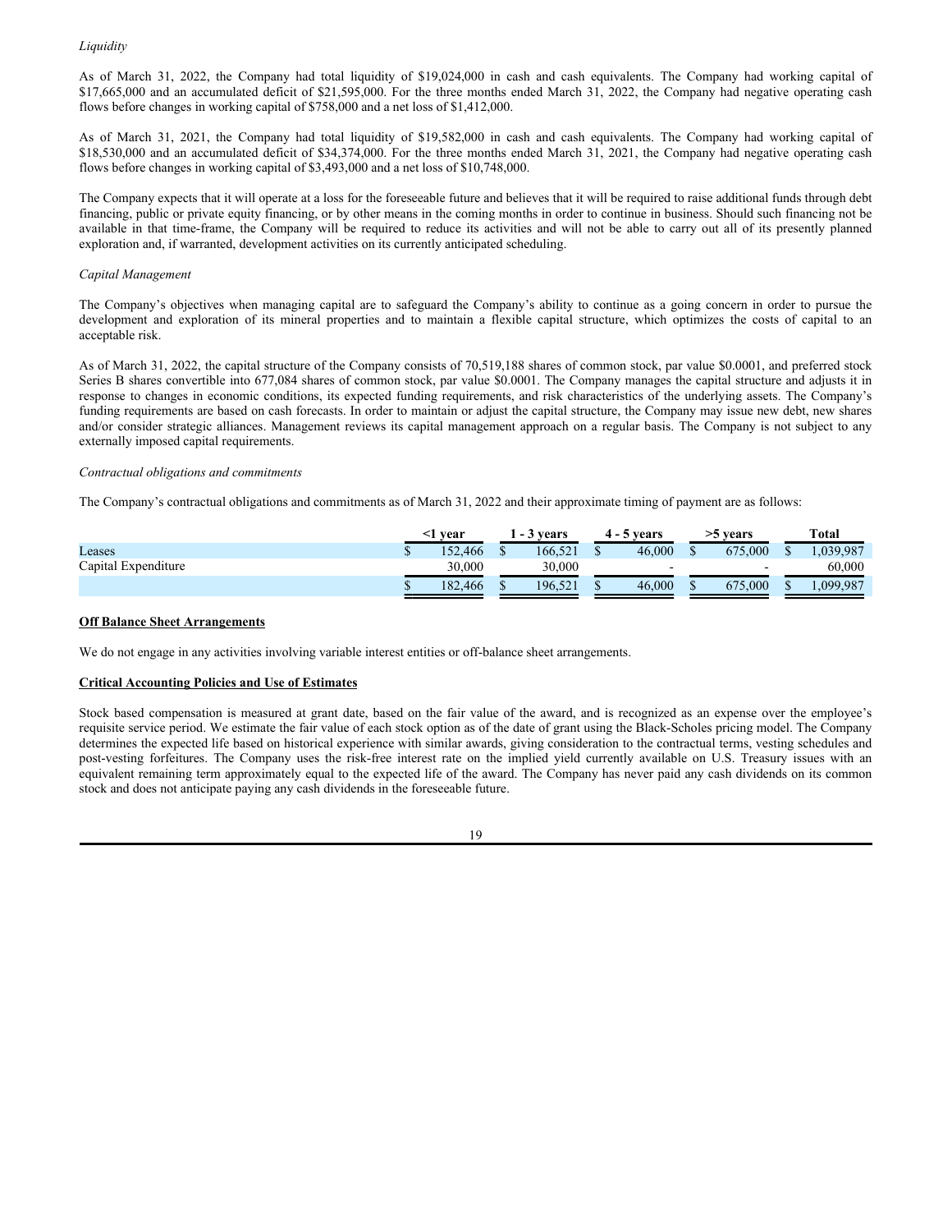*Liquidity*

As of March 31, 2022, the Company had total liquidity of $19,024,000 in cash and cash equivalents. The Company had working capital of $17,665,000 and an accumulated deficit of $21,595,000. For the three months ended March 31, 2022, the Company had negative operating cash flows before changes in working capital of $758,000 and a net loss of $1,412,000.

As of March 31, 2021, the Company had total liquidity of $19,582,000 in cash and cash equivalents. The Company had working capital of $18,530,000 and an accumulated deficit of $34,374,000. For the three months ended March 31, 2021, the Company had negative operating cash flows before changes in working capital of $3,493,000 and a net loss of $10,748,000.

The Company expects that it will operate at a loss for the foreseeable future and believes that it will be required to raise additional funds through debt financing, public or private equity financing, or by other means in the coming months in order to continue in business. Should such financing not be available in that time-frame, the Company will be required to reduce its activities and will not be able to carry out all of its presently planned exploration and, if warranted, development activities on its currently anticipated scheduling.

*Capital Management*

The Company's objectives when managing capital are to safeguard the Company's ability to continue as a going concern in order to pursue the development and exploration of its mineral properties and to maintain a flexible capital structure, which optimizes the costs of capital to an acceptable risk.

As of March 31, 2022, the capital structure of the Company consists of 70,519,188 shares of common stock, par value $0.0001, and preferred stock Series B shares convertible into 677,084 shares of common stock, par value $0.0001. The Company manages the capital structure and adjusts it in response to changes in economic conditions, its expected funding requirements, and risk characteristics of the underlying assets. The Company's funding requirements are based on cash forecasts. In order to maintain or adjust the capital structure, the Company may issue new debt, new shares and/or consider strategic alliances. Management reviews its capital management approach on a regular basis. The Company is not subject to any externally imposed capital requirements.

*Contractual obligations and commitments*

The Company's contractual obligations and commitments as of March 31, 2022 and their approximate timing of payment are as follows:

| | <1 year | 1 - 3 years | 4 - 5 years | >5 years | Total |
|---|---|---|---|---|---|
| Leases | $ 152,466 | $ 166,521 | $ 46,000 | $ 675,000 | $ 1,039,987 |
| Capital Expenditure | 30,000 | 30,000 | - | - | 60,000 |
| | $ 182,466 | $ 196,521 | $ 46,000 | $ 675,000 | $ 1,099,987 |

**Off Balance Sheet Arrangements**

We do not engage in any activities involving variable interest entities or off-balance sheet arrangements.

**Critical Accounting Policies and Use of Estimates**

Stock based compensation is measured at grant date, based on the fair value of the award, and is recognized as an expense over the employee's requisite service period. We estimate the fair value of each stock option as of the date of grant using the Black-Scholes pricing model. The Company determines the expected life based on historical experience with similar awards, giving consideration to the contractual terms, vesting schedules and post-vesting forfeitures. The Company uses the risk-free interest rate on the implied yield currently available on U.S. Treasury issues with an equivalent remaining term approximately equal to the expected life of the award. The Company has never paid any cash dividends on its common stock and does not anticipate paying any cash dividends in the foreseeable future.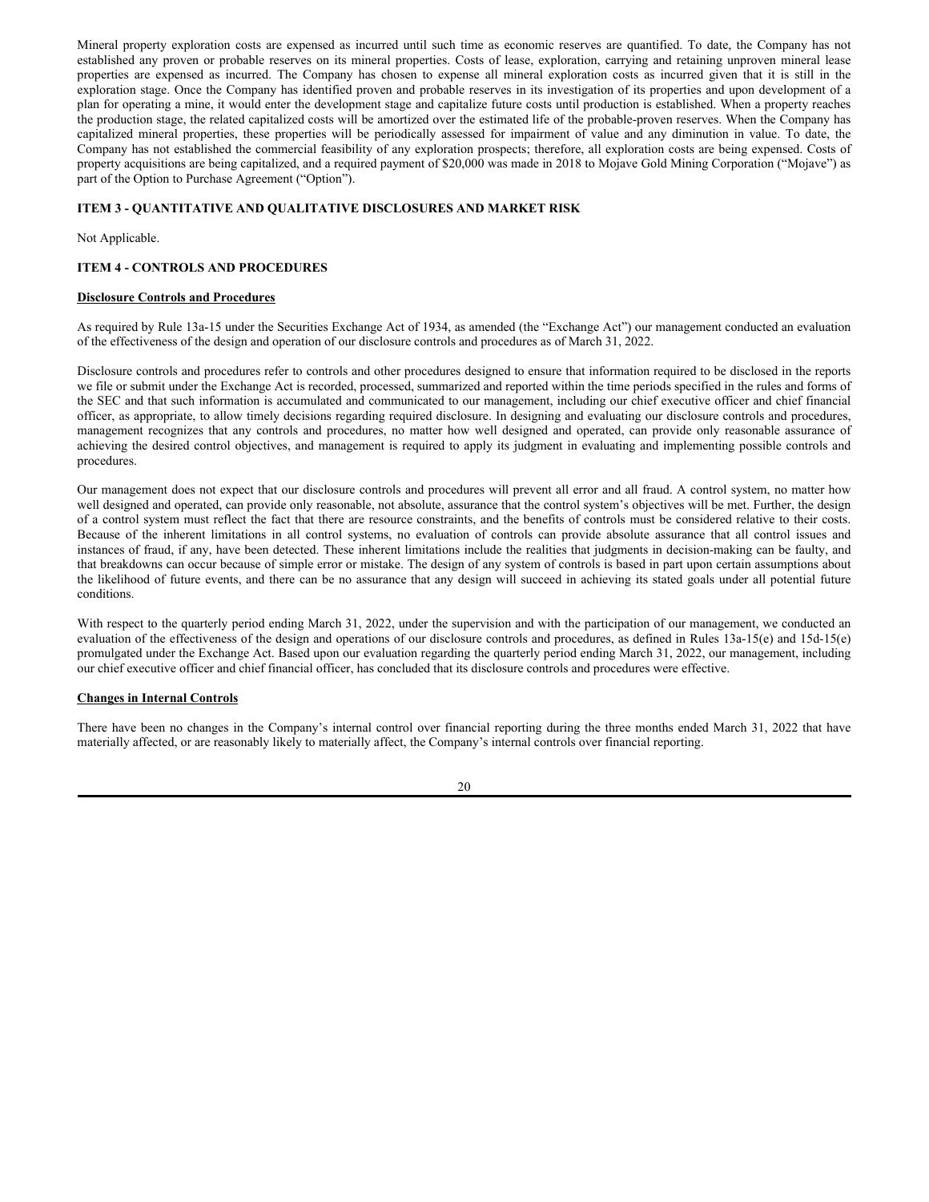Mineral property exploration costs are expensed as incurred until such time as economic reserves are quantified. To date, the Company has not established any proven or probable reserves on its mineral properties. Costs of lease, exploration, carrying and retaining unproven mineral lease properties are expensed as incurred. The Company has chosen to expense all mineral exploration costs as incurred given that it is still in the exploration stage. Once the Company has identified proven and probable reserves in its investigation of its properties and upon development of a plan for operating a mine, it would enter the development stage and capitalize future costs until production is established. When a property reaches the production stage, the related capitalized costs will be amortized over the estimated life of the probable-proven reserves. When the Company has capitalized mineral properties, these properties will be periodically assessed for impairment of value and any diminution in value. To date, the Company has not established the commercial feasibility of any exploration prospects; therefore, all exploration costs are being expensed. Costs of property acquisitions are being capitalized, and a required payment of $20,000 was made in 2018 to Mojave Gold Mining Corporation ("Mojave") as part of the Option to Purchase Agreement ("Option").

## ITEM 3 - QUANTITATIVE AND QUALITATIVE DISCLOSURES AND MARKET RISK

Not Applicable.

## ITEM 4 - CONTROLS AND PROCEDURES

**Disclosure Controls and Procedures**

As required by Rule 13a-15 under the Securities Exchange Act of 1934, as amended (the "Exchange Act") our management conducted an evaluation of the effectiveness of the design and operation of our disclosure controls and procedures as of March 31, 2022.

Disclosure controls and procedures refer to controls and other procedures designed to ensure that information required to be disclosed in the reports we file or submit under the Exchange Act is recorded, processed, summarized and reported within the time periods specified in the rules and forms of the SEC and that such information is accumulated and communicated to our management, including our chief executive officer and chief financial officer, as appropriate, to allow timely decisions regarding required disclosure. In designing and evaluating our disclosure controls and procedures, management recognizes that any controls and procedures, no matter how well designed and operated, can provide only reasonable assurance of achieving the desired control objectives, and management is required to apply its judgment in evaluating and implementing possible controls and procedures.

Our management does not expect that our disclosure controls and procedures will prevent all error and all fraud. A control system, no matter how well designed and operated, can provide only reasonable, not absolute, assurance that the control system's objectives will be met. Further, the design of a control system must reflect the fact that there are resource constraints, and the benefits of controls must be considered relative to their costs. Because of the inherent limitations in all control systems, no evaluation of controls can provide absolute assurance that all control issues and instances of fraud, if any, have been detected. These inherent limitations include the realities that judgments in decision-making can be faulty, and that breakdowns can occur because of simple error or mistake. The design of any system of controls is based in part upon certain assumptions about the likelihood of future events, and there can be no assurance that any design will succeed in achieving its stated goals under all potential future conditions.

With respect to the quarterly period ending March 31, 2022, under the supervision and with the participation of our management, we conducted an evaluation of the effectiveness of the design and operations of our disclosure controls and procedures, as defined in Rules 13a-15(e) and 15d-15(e) promulgated under the Exchange Act. Based upon our evaluation regarding the quarterly period ending March 31, 2022, our management, including our chief executive officer and chief financial officer, has concluded that its disclosure controls and procedures were effective.

**Changes in Internal Controls**

There have been no changes in the Company's internal control over financial reporting during the three months ended March 31, 2022 that have materially affected, or are reasonably likely to materially affect, the Company's internal controls over financial reporting.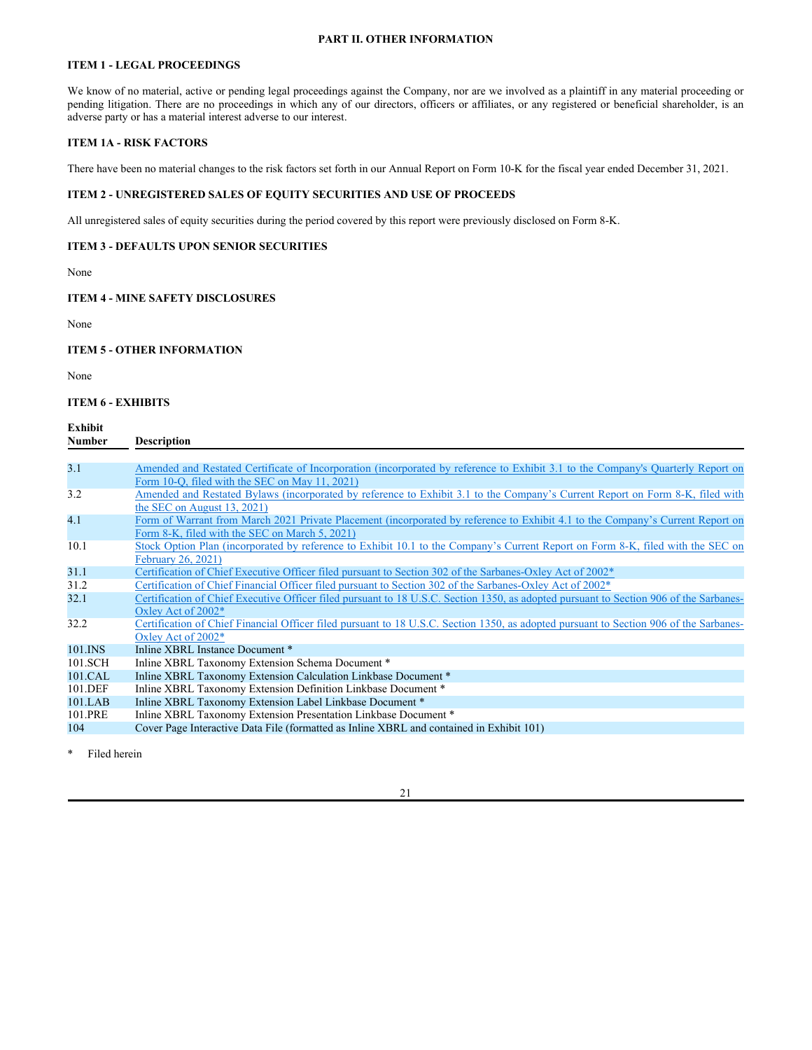## PART II. OTHER INFORMATION

### ITEM 1 - LEGAL PROCEEDINGS

We know of no material, active or pending legal proceedings against the Company, nor are we involved as a plaintiff in any material proceeding or pending litigation. There are no proceedings in which any of our directors, officers or affiliates, or any registered or beneficial shareholder, is an adverse party or has a material interest adverse to our interest.

### ITEM 1A - RISK FACTORS

There have been no material changes to the risk factors set forth in our Annual Report on Form 10-K for the fiscal year ended December 31, 2021.

### ITEM 2 - UNREGISTERED SALES OF EQUITY SECURITIES AND USE OF PROCEEDS

All unregistered sales of equity securities during the period covered by this report were previously disclosed on Form 8-K.

### ITEM 3 - DEFAULTS UPON SENIOR SECURITIES

None

### ITEM 4 - MINE SAFETY DISCLOSURES

None

### ITEM 5 - OTHER INFORMATION

None

### ITEM 6 - EXHIBITS

| Exhibit Number | Description |
|---|---|
| 3.1 | Amended and Restated Certificate of Incorporation (incorporated by reference to Exhibit 3.1 to the Company's Quarterly Report on Form 10-Q, filed with the SEC on May 11, 2021) |
| 3.2 | Amended and Restated Bylaws (incorporated by reference to Exhibit 3.1 to the Company's Current Report on Form 8-K, filed with the SEC on August 13, 2021) |
| 4.1 | Form of Warrant from March 2021 Private Placement (incorporated by reference to Exhibit 4.1 to the Company's Current Report on Form 8-K, filed with the SEC on March 5, 2021) |
| 10.1 | Stock Option Plan (incorporated by reference to Exhibit 10.1 to the Company's Current Report on Form 8-K, filed with the SEC on February 26, 2021) |
| 31.1 | Certification of Chief Executive Officer filed pursuant to Section 302 of the Sarbanes-Oxley Act of 2002* |
| 31.2 | Certification of Chief Financial Officer filed pursuant to Section 302 of the Sarbanes-Oxley Act of 2002* |
| 32.1 | Certification of Chief Executive Officer filed pursuant to 18 U.S.C. Section 1350, as adopted pursuant to Section 906 of the Sarbanes-Oxley Act of 2002* |
| 32.2 | Certification of Chief Financial Officer filed pursuant to 18 U.S.C. Section 1350, as adopted pursuant to Section 906 of the Sarbanes-Oxley Act of 2002* |
| 101.INS | Inline XBRL Instance Document * |
| 101.SCH | Inline XBRL Taxonomy Extension Schema Document * |
| 101.CAL | Inline XBRL Taxonomy Extension Calculation Linkbase Document * |
| 101.DEF | Inline XBRL Taxonomy Extension Definition Linkbase Document * |
| 101.LAB | Inline XBRL Taxonomy Extension Label Linkbase Document * |
| 101.PRE | Inline XBRL Taxonomy Extension Presentation Linkbase Document * |
| 104 | Cover Page Interactive Data File (formatted as Inline XBRL and contained in Exhibit 101) |

\* Filed herein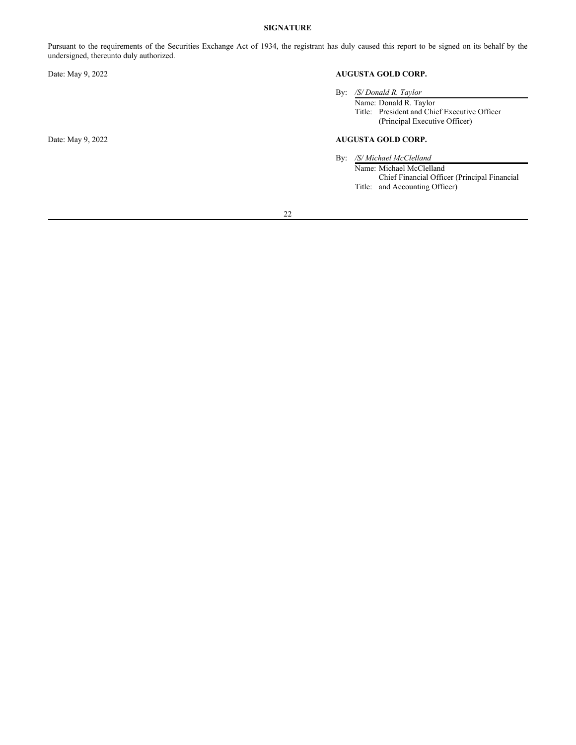# SIGNATURE

Pursuant to the requirements of the Securities Exchange Act of 1934, the registrant has duly caused this report to be signed on its behalf by the undersigned, thereunto duly authorized.

Date: May 9, 2022

**AUGUSTA GOLD CORP.**

By: */S/ Donald R. Taylor*

Name: Donald R. Taylor
Title: President and Chief Executive Officer (Principal Executive Officer)

Date: May 9, 2022

**AUGUSTA GOLD CORP.**

By: */S/ Michael McClelland*

Name: Michael McClelland
Title: Chief Financial Officer (Principal Financial and Accounting Officer)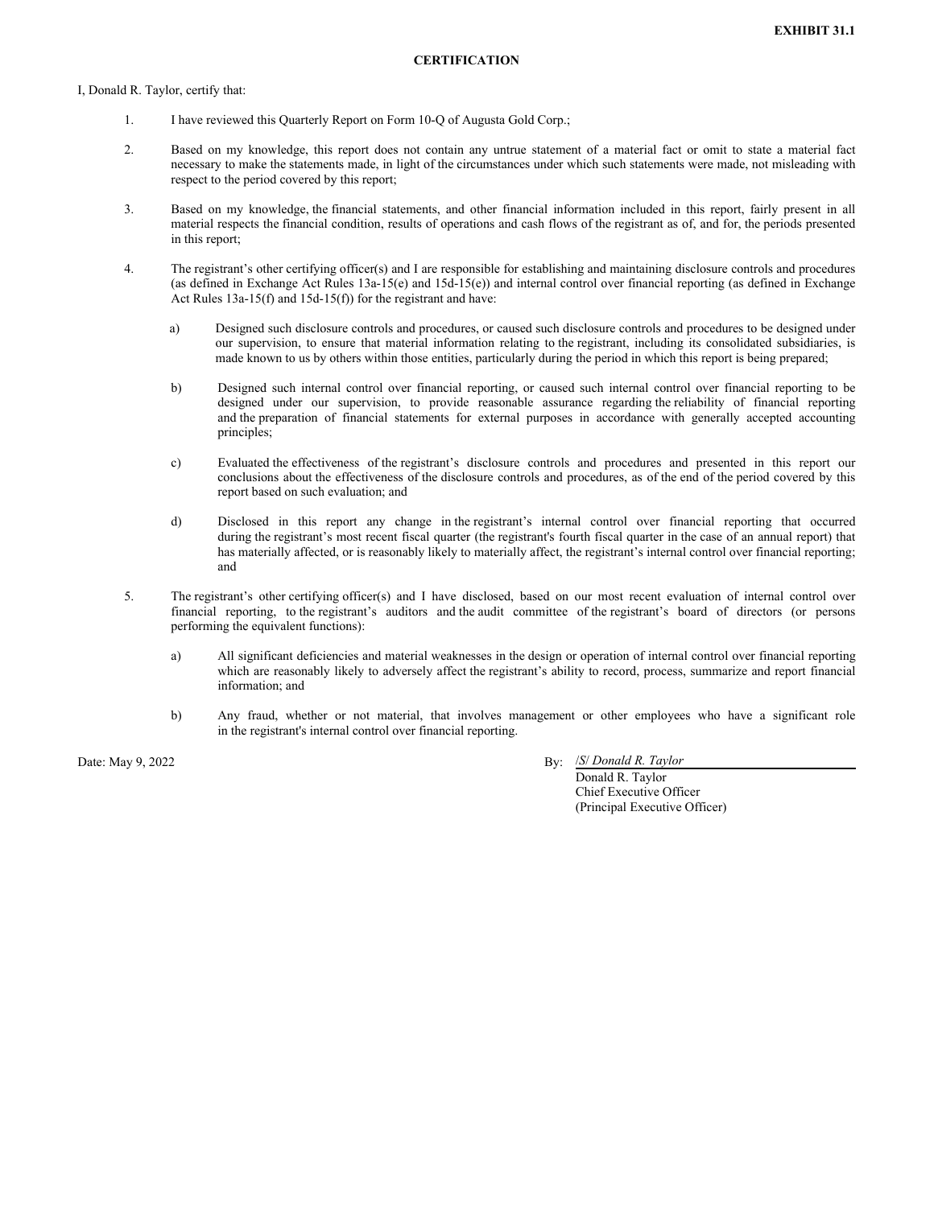**EXHIBIT 31.1**

**CERTIFICATION**

I, Donald R. Taylor, certify that:

1. I have reviewed this Quarterly Report on Form 10-Q of Augusta Gold Corp.;

2. Based on my knowledge, this report does not contain any untrue statement of a material fact or omit to state a material fact necessary to make the statements made, in light of the circumstances under which such statements were made, not misleading with respect to the period covered by this report;

3. Based on my knowledge, the financial statements, and other financial information included in this report, fairly present in all material respects the financial condition, results of operations and cash flows of the registrant as of, and for, the periods presented in this report;

4. The registrant's other certifying officer(s) and I are responsible for establishing and maintaining disclosure controls and procedures (as defined in Exchange Act Rules 13a-15(e) and 15d-15(e)) and internal control over financial reporting (as defined in Exchange Act Rules 13a-15(f) and 15d-15(f)) for the registrant and have:

   a) Designed such disclosure controls and procedures, or caused such disclosure controls and procedures to be designed under our supervision, to ensure that material information relating to the registrant, including its consolidated subsidiaries, is made known to us by others within those entities, particularly during the period in which this report is being prepared;

   b) Designed such internal control over financial reporting, or caused such internal control over financial reporting to be designed under our supervision, to provide reasonable assurance regarding the reliability of financial reporting and the preparation of financial statements for external purposes in accordance with generally accepted accounting principles;

   c) Evaluated the effectiveness of the registrant's disclosure controls and procedures and presented in this report our conclusions about the effectiveness of the disclosure controls and procedures, as of the end of the period covered by this report based on such evaluation; and

   d) Disclosed in this report any change in the registrant's internal control over financial reporting that occurred during the registrant's most recent fiscal quarter (the registrant's fourth fiscal quarter in the case of an annual report) that has materially affected, or is reasonably likely to materially affect, the registrant's internal control over financial reporting; and

5. The registrant's other certifying officer(s) and I have disclosed, based on our most recent evaluation of internal control over financial reporting, to the registrant's auditors and the audit committee of the registrant's board of directors (or persons performing the equivalent functions):

   a) All significant deficiencies and material weaknesses in the design or operation of internal control over financial reporting which are reasonably likely to adversely affect the registrant's ability to record, process, summarize and report financial information; and

   b) Any fraud, whether or not material, that involves management or other employees who have a significant role in the registrant's internal control over financial reporting.

Date: May 9, 2022

By: /S/ *Donald R. Taylor*
Donald R. Taylor
Chief Executive Officer
(Principal Executive Officer)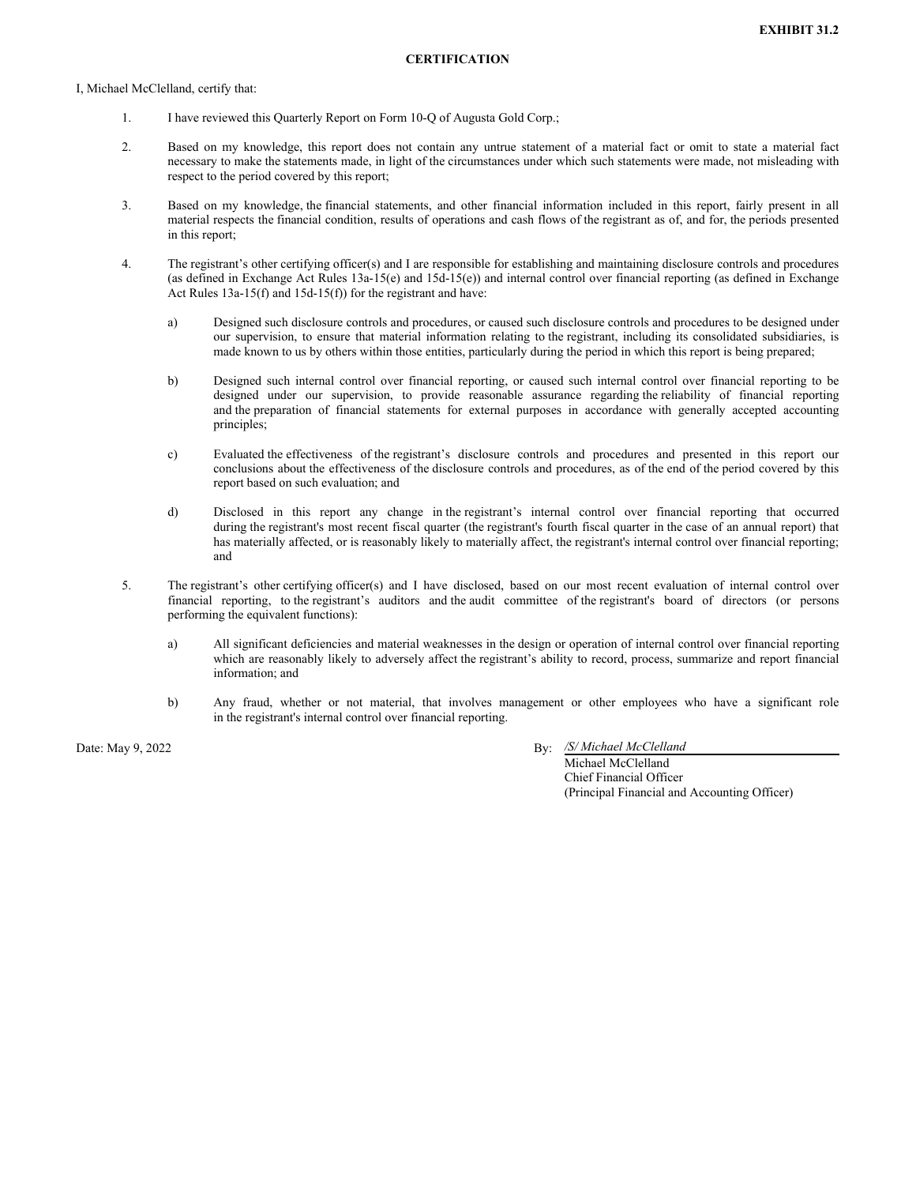**EXHIBIT 31.2**

**CERTIFICATION**

I, Michael McClelland, certify that:

1. I have reviewed this Quarterly Report on Form 10-Q of Augusta Gold Corp.;

2. Based on my knowledge, this report does not contain any untrue statement of a material fact or omit to state a material fact necessary to make the statements made, in light of the circumstances under which such statements were made, not misleading with respect to the period covered by this report;

3. Based on my knowledge, the financial statements, and other financial information included in this report, fairly present in all material respects the financial condition, results of operations and cash flows of the registrant as of, and for, the periods presented in this report;

4. The registrant's other certifying officer(s) and I are responsible for establishing and maintaining disclosure controls and procedures (as defined in Exchange Act Rules 13a-15(e) and 15d-15(e)) and internal control over financial reporting (as defined in Exchange Act Rules 13a-15(f) and 15d-15(f)) for the registrant and have:

   a) Designed such disclosure controls and procedures, or caused such disclosure controls and procedures to be designed under our supervision, to ensure that material information relating to the registrant, including its consolidated subsidiaries, is made known to us by others within those entities, particularly during the period in which this report is being prepared;

   b) Designed such internal control over financial reporting, or caused such internal control over financial reporting to be designed under our supervision, to provide reasonable assurance regarding the reliability of financial reporting and the preparation of financial statements for external purposes in accordance with generally accepted accounting principles;

   c) Evaluated the effectiveness of the registrant's disclosure controls and procedures and presented in this report our conclusions about the effectiveness of the disclosure controls and procedures, as of the end of the period covered by this report based on such evaluation; and

   d) Disclosed in this report any change in the registrant's internal control over financial reporting that occurred during the registrant's most recent fiscal quarter (the registrant's fourth fiscal quarter in the case of an annual report) that has materially affected, or is reasonably likely to materially affect, the registrant's internal control over financial reporting; and

5. The registrant's other certifying officer(s) and I have disclosed, based on our most recent evaluation of internal control over financial reporting, to the registrant's auditors and the audit committee of the registrant's board of directors (or persons performing the equivalent functions):

   a) All significant deficiencies and material weaknesses in the design or operation of internal control over financial reporting which are reasonably likely to adversely affect the registrant's ability to record, process, summarize and report financial information; and

   b) Any fraud, whether or not material, that involves management or other employees who have a significant role in the registrant's internal control over financial reporting.

Date: May 9, 2022

By: */S/ Michael McClelland*
Michael McClelland
Chief Financial Officer
(Principal Financial and Accounting Officer)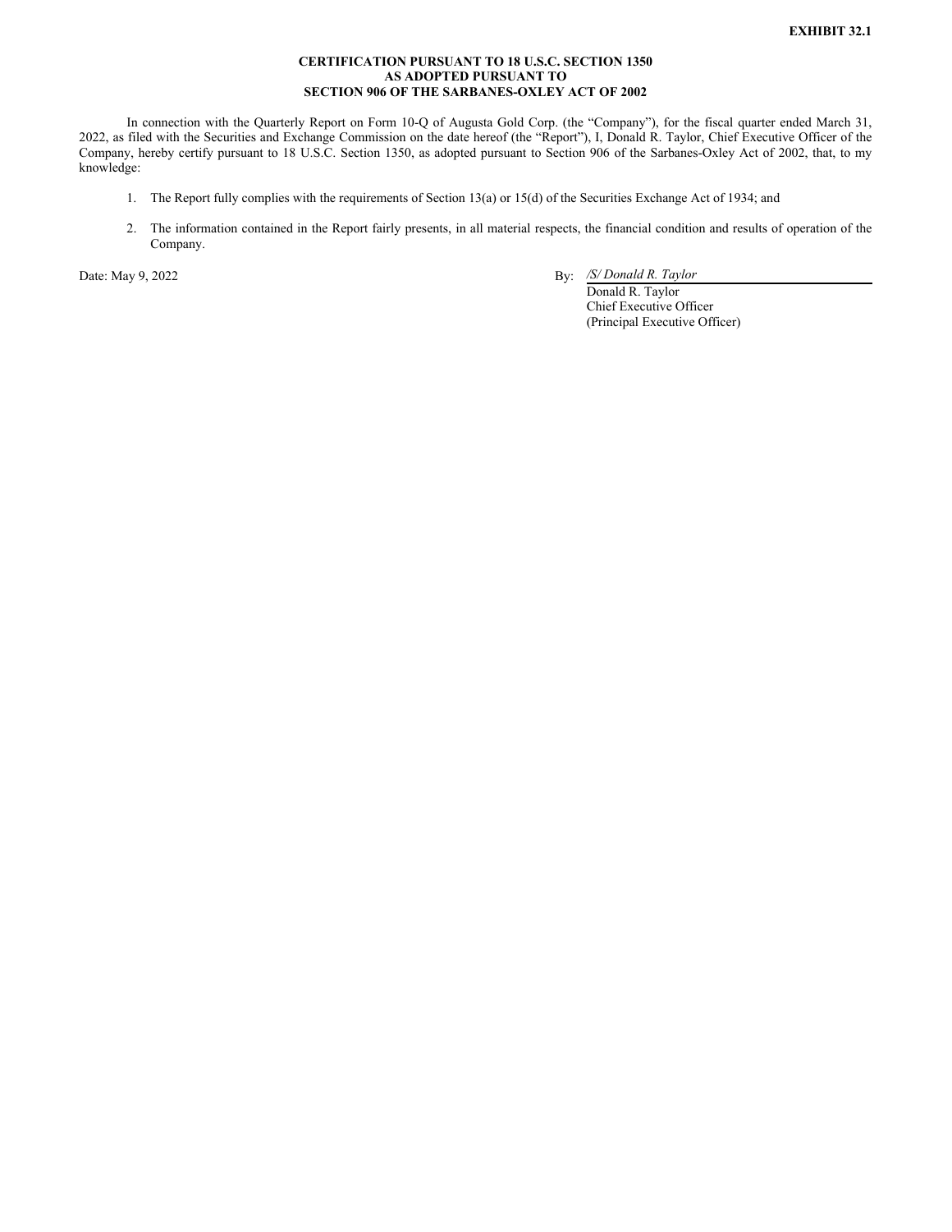**EXHIBIT 32.1**

**CERTIFICATION PURSUANT TO 18 U.S.C. SECTION 1350
AS ADOPTED PURSUANT TO
SECTION 906 OF THE SARBANES-OXLEY ACT OF 2002**

In connection with the Quarterly Report on Form 10-Q of Augusta Gold Corp. (the "Company"), for the fiscal quarter ended March 31, 2022, as filed with the Securities and Exchange Commission on the date hereof (the "Report"), I, Donald R. Taylor, Chief Executive Officer of the Company, hereby certify pursuant to 18 U.S.C. Section 1350, as adopted pursuant to Section 906 of the Sarbanes-Oxley Act of 2002, that, to my knowledge:

1. The Report fully complies with the requirements of Section 13(a) or 15(d) of the Securities Exchange Act of 1934; and
2. The information contained in the Report fairly presents, in all material respects, the financial condition and results of operation of the Company.

Date: May 9, 2022

By: */S/ Donald R. Taylor*
Donald R. Taylor
Chief Executive Officer
(Principal Executive Officer)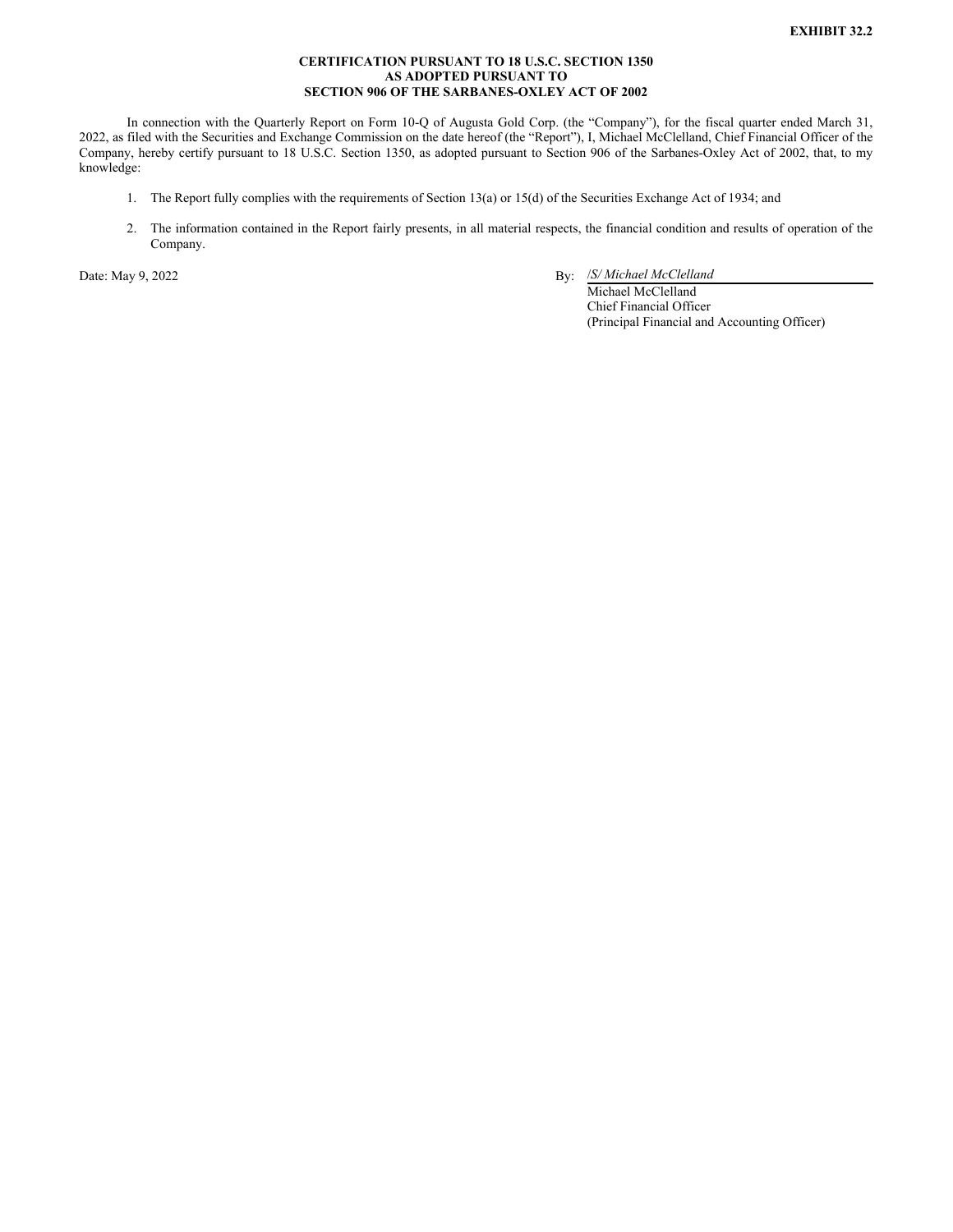**EXHIBIT 32.2**

**CERTIFICATION PURSUANT TO 18 U.S.C. SECTION 1350**
**AS ADOPTED PURSUANT TO**
**SECTION 906 OF THE SARBANES-OXLEY ACT OF 2002**

In connection with the Quarterly Report on Form 10-Q of Augusta Gold Corp. (the "Company"), for the fiscal quarter ended March 31, 2022, as filed with the Securities and Exchange Commission on the date hereof (the "Report"), I, Michael McClelland, Chief Financial Officer of the Company, hereby certify pursuant to 18 U.S.C. Section 1350, as adopted pursuant to Section 906 of the Sarbanes-Oxley Act of 2002, that, to my knowledge:

1. The Report fully complies with the requirements of Section 13(a) or 15(d) of the Securities Exchange Act of 1934; and
2. The information contained in the Report fairly presents, in all material respects, the financial condition and results of operation of the Company.

Date: May 9, 2022

By: /*S/ Michael McClelland*
Michael McClelland
Chief Financial Officer
(Principal Financial and Accounting Officer)